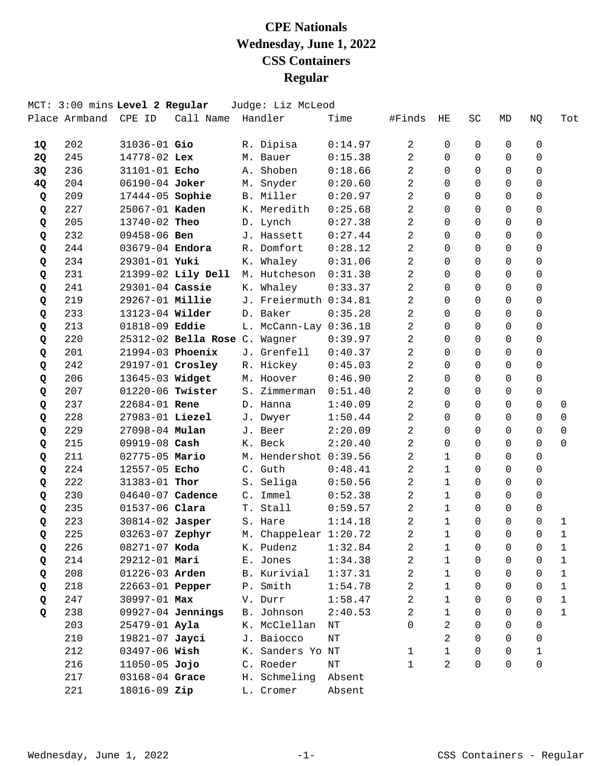# CPE Nationals
# Wednesday, June 1, 2022
# CSS Containers
# Regular

MCT: 3:00 mins **Level 2 Regular** Judge: Liz McLeod

| Place | Armband | CPE ID | Call Name | Handler | Time | #Finds | HE | SC | MD | NQ | Tot |
|---|---|---|---|---|---|---|---|---|---|---|---|
| **1Q** | 202 | 31036-01 | **Gio** | R. Dipisa | 0:14.97 | 2 | 0 | 0 | 0 | 0 | |
| **2Q** | 245 | 14778-02 | **Lex** | M. Bauer | 0:15.38 | 2 | 0 | 0 | 0 | 0 | |
| **3Q** | 236 | 31101-01 | **Echo** | A. Shoben | 0:18.66 | 2 | 0 | 0 | 0 | 0 | |
| **4Q** | 204 | 06190-04 | **Joker** | M. Snyder | 0:20.60 | 2 | 0 | 0 | 0 | 0 | |
| **Q** | 209 | 17444-05 | **Sophie** | B. Miller | 0:20.97 | 2 | 0 | 0 | 0 | 0 | |
| **Q** | 227 | 25067-01 | **Kaden** | K. Meredith | 0:25.68 | 2 | 0 | 0 | 0 | 0 | |
| **Q** | 205 | 13740-02 | **Theo** | D. Lynch | 0:27.38 | 2 | 0 | 0 | 0 | 0 | |
| **Q** | 232 | 09458-06 | **Ben** | J. Hassett | 0:27.44 | 2 | 0 | 0 | 0 | 0 | |
| **Q** | 244 | 03679-04 | **Endora** | R. Domfort | 0:28.12 | 2 | 0 | 0 | 0 | 0 | |
| **Q** | 234 | 29301-01 | **Yuki** | K. Whaley | 0:31.06 | 2 | 0 | 0 | 0 | 0 | |
| **Q** | 231 | 21399-02 | **Lily Dell** | M. Hutcheson | 0:31.38 | 2 | 0 | 0 | 0 | 0 | |
| **Q** | 241 | 29301-04 | **Cassie** | K. Whaley | 0:33.37 | 2 | 0 | 0 | 0 | 0 | |
| **Q** | 219 | 29267-01 | **Millie** | J. Freiermuth | 0:34.81 | 2 | 0 | 0 | 0 | 0 | |
| **Q** | 233 | 13123-04 | **Wilder** | D. Baker | 0:35.28 | 2 | 0 | 0 | 0 | 0 | |
| **Q** | 213 | 01818-09 | **Eddie** | L. McCann-Lay | 0:36.18 | 2 | 0 | 0 | 0 | 0 | |
| **Q** | 220 | 25312-02 | **Bella Rose** | C. Wagner | 0:39.97 | 2 | 0 | 0 | 0 | 0 | |
| **Q** | 201 | 21994-03 | **Phoenix** | J. Grenfell | 0:40.37 | 2 | 0 | 0 | 0 | 0 | |
| **Q** | 242 | 29197-01 | **Crosley** | R. Hickey | 0:45.03 | 2 | 0 | 0 | 0 | 0 | |
| **Q** | 206 | 13645-03 | **Widget** | M. Hoover | 0:46.90 | 2 | 0 | 0 | 0 | 0 | |
| **Q** | 207 | 01220-06 | **Twister** | S. Zimmerman | 0:51.40 | 2 | 0 | 0 | 0 | 0 | |
| **Q** | 237 | 22684-01 | **Rene** | D. Hanna | 1:40.09 | 2 | 0 | 0 | 0 | 0 | 0 |
| **Q** | 228 | 27983-01 | **Liezel** | J. Dwyer | 1:50.44 | 2 | 0 | 0 | 0 | 0 | 0 |
| **Q** | 229 | 27098-04 | **Mulan** | J. Beer | 2:20.09 | 2 | 0 | 0 | 0 | 0 | 0 |
| **Q** | 215 | 09919-08 | **Cash** | K. Beck | 2:20.40 | 2 | 0 | 0 | 0 | 0 | 0 |
| **Q** | 211 | 02775-05 | **Mario** | M. Hendershot | 0:39.56 | 2 | 1 | 0 | 0 | 0 | |
| **Q** | 224 | 12557-05 | **Echo** | C. Guth | 0:48.41 | 2 | 1 | 0 | 0 | 0 | |
| **Q** | 222 | 31383-01 | **Thor** | S. Seliga | 0:50.56 | 2 | 1 | 0 | 0 | 0 | |
| **Q** | 230 | 04640-07 | **Cadence** | C. Immel | 0:52.38 | 2 | 1 | 0 | 0 | 0 | |
| **Q** | 235 | 01537-06 | **Clara** | T. Stall | 0:59.57 | 2 | 1 | 0 | 0 | 0 | |
| **Q** | 223 | 30814-02 | **Jasper** | S. Hare | 1:14.18 | 2 | 1 | 0 | 0 | 0 | 1 |
| **Q** | 225 | 03263-07 | **Zephyr** | M. Chappelear | 1:20.72 | 2 | 1 | 0 | 0 | 0 | 1 |
| **Q** | 226 | 08271-07 | **Koda** | K. Pudenz | 1:32.84 | 2 | 1 | 0 | 0 | 0 | 1 |
| **Q** | 214 | 29212-01 | **Mari** | E. Jones | 1:34.38 | 2 | 1 | 0 | 0 | 0 | 1 |
| **Q** | 208 | 01226-03 | **Arden** | B. Kurivial | 1:37.31 | 2 | 1 | 0 | 0 | 0 | 1 |
| **Q** | 218 | 22663-01 | **Pepper** | P. Smith | 1:54.78 | 2 | 1 | 0 | 0 | 0 | 1 |
| **Q** | 247 | 30997-01 | **Max** | V. Durr | 1:58.47 | 2 | 1 | 0 | 0 | 0 | 1 |
| **Q** | 238 | 09927-04 | **Jennings** | B. Johnson | 2:40.53 | 2 | 1 | 0 | 0 | 0 | 1 |
| | 203 | 25479-01 | **Ayla** | K. McClellan | NT | 0 | 2 | 0 | 0 | 0 | |
| | 210 | 19821-07 | **Jayci** | J. Baiocco | NT | | 2 | 0 | 0 | 0 | |
| | 212 | 03497-06 | **Wish** | K. Sanders Yo | NT | 1 | 1 | 0 | 0 | 1 | |
| | 216 | 11050-05 | **Jojo** | C. Roeder | NT | 1 | 2 | 0 | 0 | 0 | |
| | 217 | 03168-04 | **Grace** | H. Schmeling | Absent | | | | | | |
| | 221 | 18016-09 | **Zip** | L. Cromer | Absent | | | | | | |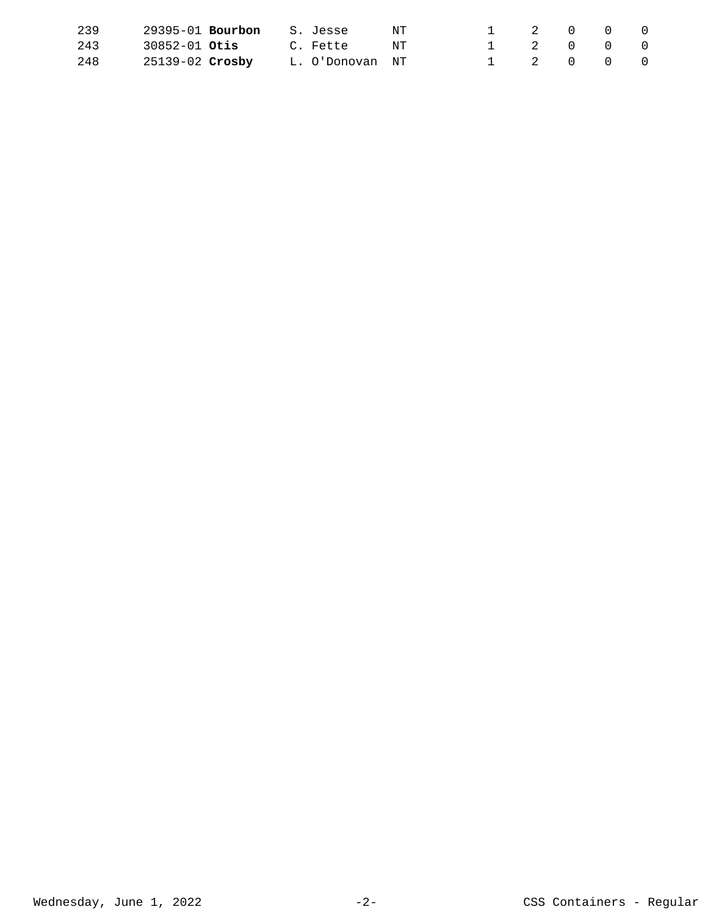| | | | | | | | | |
|---|---|---|---|---|---|---|---|---|
| 239 | 29395-01 **Bourbon** | S. Jesse | NT | 1 | 2 | 0 | 0 | 0 |
| 243 | 30852-01 **Otis** | C. Fette | NT | 1 | 2 | 0 | 0 | 0 |
| 248 | 25139-02 **Crosby** | L. O'Donovan | NT | 1 | 2 | 0 | 0 | 0 |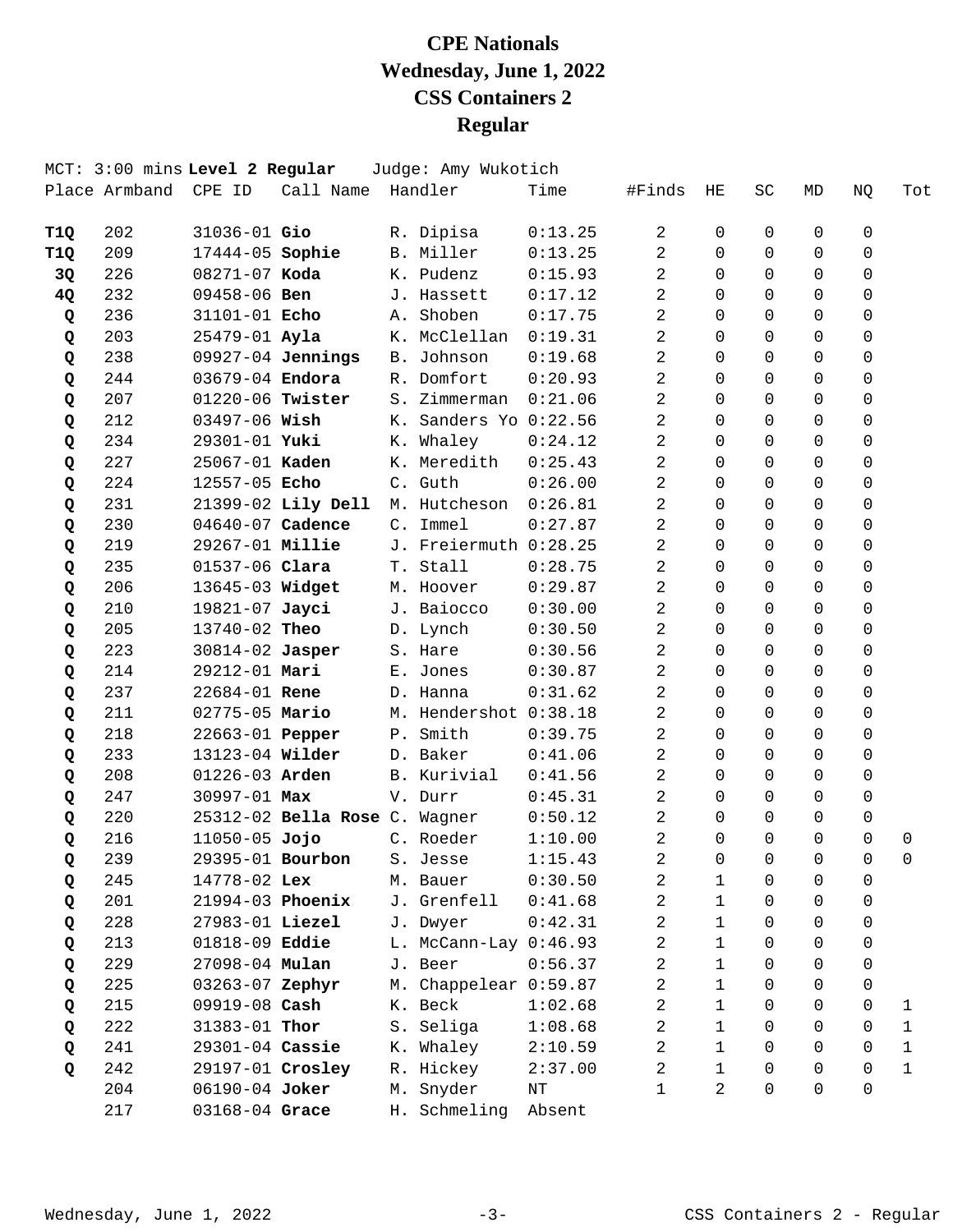# CPE Nationals
# Wednesday, June 1, 2022
# CSS Containers 2
# Regular

MCT: 3:00 mins **Level 2 Regular** Judge: Amy Wukotich

| Place | Armband | CPE ID | Call Name | Handler | Time | #Finds | HE | SC | MD | NQ | Tot |
|---|---|---|---|---|---|---|---|---|---|---|---|
| **T1Q** | 202 | 31036-01 | **Gio** | R. Dipisa | 0:13.25 | 2 | 0 | 0 | 0 | 0 | |
| **T1Q** | 209 | 17444-05 | **Sophie** | B. Miller | 0:13.25 | 2 | 0 | 0 | 0 | 0 | |
| **3Q** | 226 | 08271-07 | **Koda** | K. Pudenz | 0:15.93 | 2 | 0 | 0 | 0 | 0 | |
| **4Q** | 232 | 09458-06 | **Ben** | J. Hassett | 0:17.12 | 2 | 0 | 0 | 0 | 0 | |
| **Q** | 236 | 31101-01 | **Echo** | A. Shoben | 0:17.75 | 2 | 0 | 0 | 0 | 0 | |
| **Q** | 203 | 25479-01 | **Ayla** | K. McClellan | 0:19.31 | 2 | 0 | 0 | 0 | 0 | |
| **Q** | 238 | 09927-04 | **Jennings** | B. Johnson | 0:19.68 | 2 | 0 | 0 | 0 | 0 | |
| **Q** | 244 | 03679-04 | **Endora** | R. Domfort | 0:20.93 | 2 | 0 | 0 | 0 | 0 | |
| **Q** | 207 | 01220-06 | **Twister** | S. Zimmerman | 0:21.06 | 2 | 0 | 0 | 0 | 0 | |
| **Q** | 212 | 03497-06 | **Wish** | K. Sanders Yo | 0:22.56 | 2 | 0 | 0 | 0 | 0 | |
| **Q** | 234 | 29301-01 | **Yuki** | K. Whaley | 0:24.12 | 2 | 0 | 0 | 0 | 0 | |
| **Q** | 227 | 25067-01 | **Kaden** | K. Meredith | 0:25.43 | 2 | 0 | 0 | 0 | 0 | |
| **Q** | 224 | 12557-05 | **Echo** | C. Guth | 0:26.00 | 2 | 0 | 0 | 0 | 0 | |
| **Q** | 231 | 21399-02 | **Lily Dell** | M. Hutcheson | 0:26.81 | 2 | 0 | 0 | 0 | 0 | |
| **Q** | 230 | 04640-07 | **Cadence** | C. Immel | 0:27.87 | 2 | 0 | 0 | 0 | 0 | |
| **Q** | 219 | 29267-01 | **Millie** | J. Freiermuth | 0:28.25 | 2 | 0 | 0 | 0 | 0 | |
| **Q** | 235 | 01537-06 | **Clara** | T. Stall | 0:28.75 | 2 | 0 | 0 | 0 | 0 | |
| **Q** | 206 | 13645-03 | **Widget** | M. Hoover | 0:29.87 | 2 | 0 | 0 | 0 | 0 | |
| **Q** | 210 | 19821-07 | **Jayci** | J. Baiocco | 0:30.00 | 2 | 0 | 0 | 0 | 0 | |
| **Q** | 205 | 13740-02 | **Theo** | D. Lynch | 0:30.50 | 2 | 0 | 0 | 0 | 0 | |
| **Q** | 223 | 30814-02 | **Jasper** | S. Hare | 0:30.56 | 2 | 0 | 0 | 0 | 0 | |
| **Q** | 214 | 29212-01 | **Mari** | E. Jones | 0:30.87 | 2 | 0 | 0 | 0 | 0 | |
| **Q** | 237 | 22684-01 | **Rene** | D. Hanna | 0:31.62 | 2 | 0 | 0 | 0 | 0 | |
| **Q** | 211 | 02775-05 | **Mario** | M. Hendershot | 0:38.18 | 2 | 0 | 0 | 0 | 0 | |
| **Q** | 218 | 22663-01 | **Pepper** | P. Smith | 0:39.75 | 2 | 0 | 0 | 0 | 0 | |
| **Q** | 233 | 13123-04 | **Wilder** | D. Baker | 0:41.06 | 2 | 0 | 0 | 0 | 0 | |
| **Q** | 208 | 01226-03 | **Arden** | B. Kurivial | 0:41.56 | 2 | 0 | 0 | 0 | 0 | |
| **Q** | 247 | 30997-01 | **Max** | V. Durr | 0:45.31 | 2 | 0 | 0 | 0 | 0 | |
| **Q** | 220 | 25312-02 | **Bella Rose** | C. Wagner | 0:50.12 | 2 | 0 | 0 | 0 | 0 | |
| **Q** | 216 | 11050-05 | **Jojo** | C. Roeder | 1:10.00 | 2 | 0 | 0 | 0 | 0 | 0 |
| **Q** | 239 | 29395-01 | **Bourbon** | S. Jesse | 1:15.43 | 2 | 0 | 0 | 0 | 0 | 0 |
| **Q** | 245 | 14778-02 | **Lex** | M. Bauer | 0:30.50 | 2 | 1 | 0 | 0 | 0 | |
| **Q** | 201 | 21994-03 | **Phoenix** | J. Grenfell | 0:41.68 | 2 | 1 | 0 | 0 | 0 | |
| **Q** | 228 | 27983-01 | **Liezel** | J. Dwyer | 0:42.31 | 2 | 1 | 0 | 0 | 0 | |
| **Q** | 213 | 01818-09 | **Eddie** | L. McCann-Lay | 0:46.93 | 2 | 1 | 0 | 0 | 0 | |
| **Q** | 229 | 27098-04 | **Mulan** | J. Beer | 0:56.37 | 2 | 1 | 0 | 0 | 0 | |
| **Q** | 225 | 03263-07 | **Zephyr** | M. Chappelear | 0:59.87 | 2 | 1 | 0 | 0 | 0 | |
| **Q** | 215 | 09919-08 | **Cash** | K. Beck | 1:02.68 | 2 | 1 | 0 | 0 | 0 | 1 |
| **Q** | 222 | 31383-01 | **Thor** | S. Seliga | 1:08.68 | 2 | 1 | 0 | 0 | 0 | 1 |
| **Q** | 241 | 29301-04 | **Cassie** | K. Whaley | 2:10.59 | 2 | 1 | 0 | 0 | 0 | 1 |
| **Q** | 242 | 29197-01 | **Crosley** | R. Hickey | 2:37.00 | 2 | 1 | 0 | 0 | 0 | 1 |
| | 204 | 06190-04 | **Joker** | M. Snyder | NT | 1 | 2 | 0 | 0 | 0 | |
| | 217 | 03168-04 | **Grace** | H. Schmeling | Absent | | | | | | |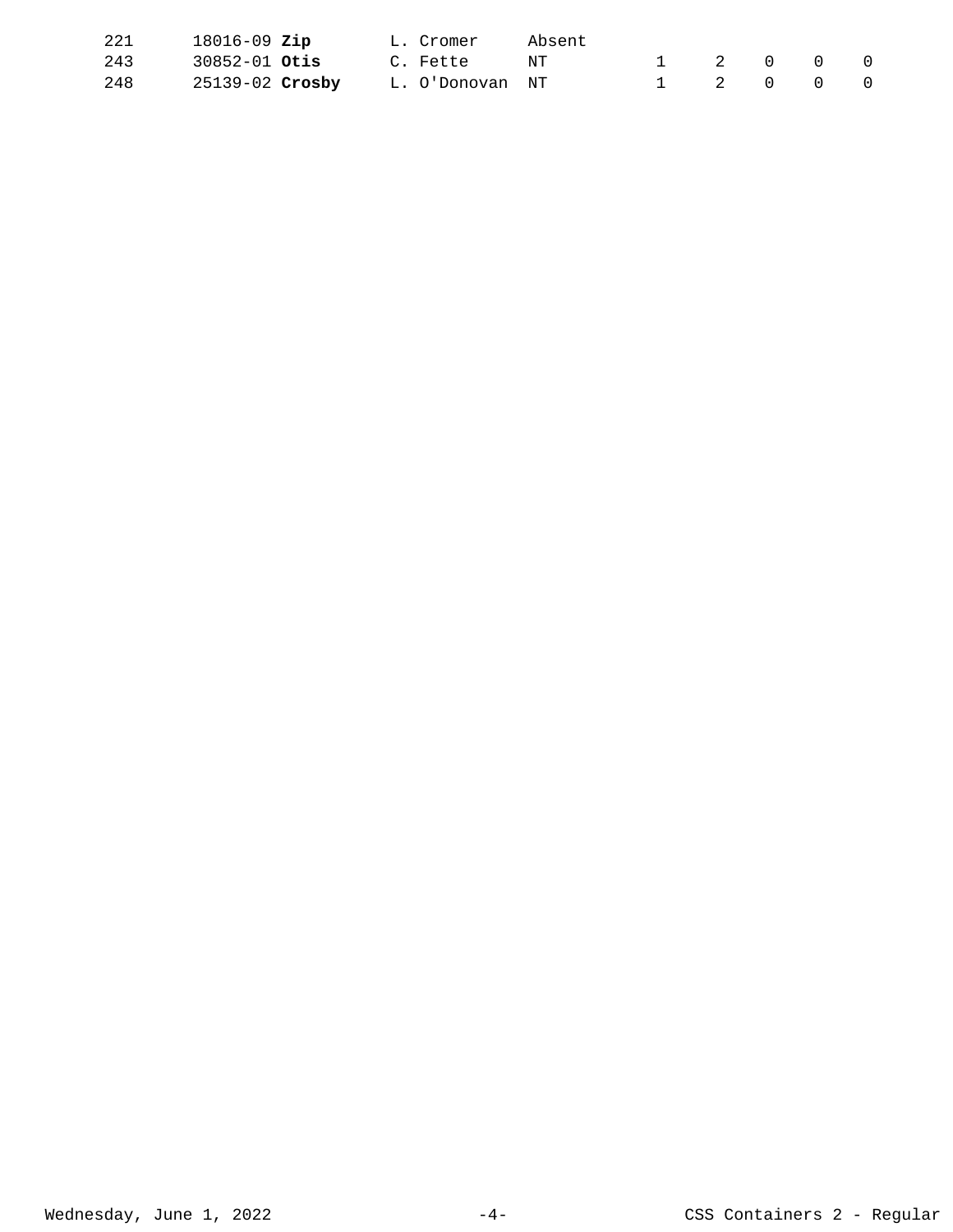| | | | | | | | | |
|---|---|---|---|---|---|---|---|---|
| 221 | 18016-09 **Zip** | L. Cromer | Absent | | | | | |
| 243 | 30852-01 **Otis** | C. Fette | NT | 1 | 2 | 0 | 0 | 0 |
| 248 | 25139-02 **Crosby** | L. O'Donovan | NT | 1 | 2 | 0 | 0 | 0 |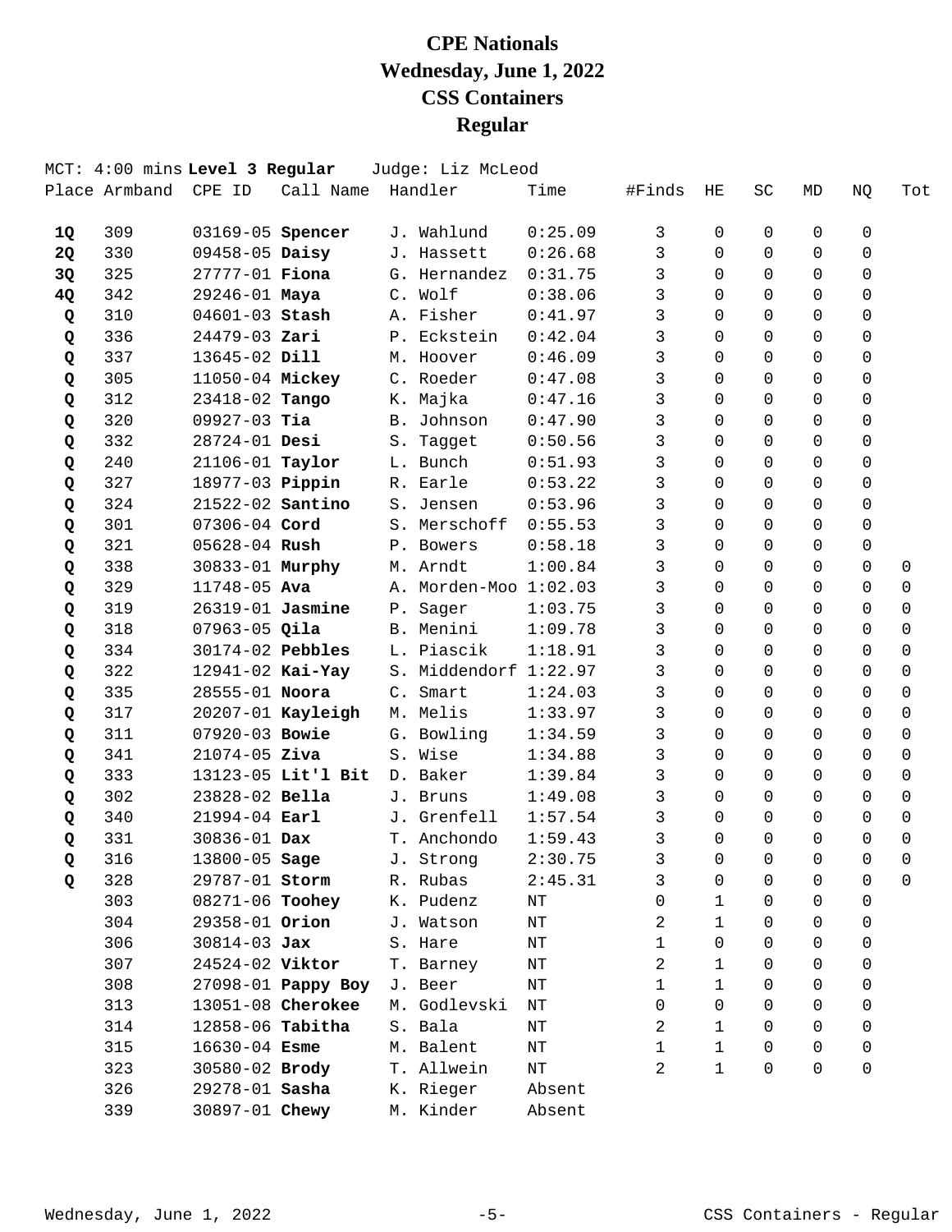# CPE Nationals
# Wednesday, June 1, 2022
# CSS Containers
# Regular

MCT: 4:00 mins **Level 3 Regular** Judge: Liz McLeod

| Place | Armband | CPE ID | Call Name | Handler | Time | #Finds | HE | SC | MD | NQ | Tot |
|---|---|---|---|---|---|---|---|---|---|---|---|
| **1Q** | 309 | 03169-05 | **Spencer** | J. Wahlund | 0:25.09 | 3 | 0 | 0 | 0 | 0 | |
| **2Q** | 330 | 09458-05 | **Daisy** | J. Hassett | 0:26.68 | 3 | 0 | 0 | 0 | 0 | |
| **3Q** | 325 | 27777-01 | **Fiona** | G. Hernandez | 0:31.75 | 3 | 0 | 0 | 0 | 0 | |
| **4Q** | 342 | 29246-01 | **Maya** | C. Wolf | 0:38.06 | 3 | 0 | 0 | 0 | 0 | |
| **Q** | 310 | 04601-03 | **Stash** | A. Fisher | 0:41.97 | 3 | 0 | 0 | 0 | 0 | |
| **Q** | 336 | 24479-03 | **Zari** | P. Eckstein | 0:42.04 | 3 | 0 | 0 | 0 | 0 | |
| **Q** | 337 | 13645-02 | **Dill** | M. Hoover | 0:46.09 | 3 | 0 | 0 | 0 | 0 | |
| **Q** | 305 | 11050-04 | **Mickey** | C. Roeder | 0:47.08 | 3 | 0 | 0 | 0 | 0 | |
| **Q** | 312 | 23418-02 | **Tango** | K. Majka | 0:47.16 | 3 | 0 | 0 | 0 | 0 | |
| **Q** | 320 | 09927-03 | **Tia** | B. Johnson | 0:47.90 | 3 | 0 | 0 | 0 | 0 | |
| **Q** | 332 | 28724-01 | **Desi** | S. Tagget | 0:50.56 | 3 | 0 | 0 | 0 | 0 | |
| **Q** | 240 | 21106-01 | **Taylor** | L. Bunch | 0:51.93 | 3 | 0 | 0 | 0 | 0 | |
| **Q** | 327 | 18977-03 | **Pippin** | R. Earle | 0:53.22 | 3 | 0 | 0 | 0 | 0 | |
| **Q** | 324 | 21522-02 | **Santino** | S. Jensen | 0:53.96 | 3 | 0 | 0 | 0 | 0 | |
| **Q** | 301 | 07306-04 | **Cord** | S. Merschoff | 0:55.53 | 3 | 0 | 0 | 0 | 0 | |
| **Q** | 321 | 05628-04 | **Rush** | P. Bowers | 0:58.18 | 3 | 0 | 0 | 0 | 0 | |
| **Q** | 338 | 30833-01 | **Murphy** | M. Arndt | 1:00.84 | 3 | 0 | 0 | 0 | 0 | 0 |
| **Q** | 329 | 11748-05 | **Ava** | A. Morden-Moo | 1:02.03 | 3 | 0 | 0 | 0 | 0 | 0 |
| **Q** | 319 | 26319-01 | **Jasmine** | P. Sager | 1:03.75 | 3 | 0 | 0 | 0 | 0 | 0 |
| **Q** | 318 | 07963-05 | **Qila** | B. Menini | 1:09.78 | 3 | 0 | 0 | 0 | 0 | 0 |
| **Q** | 334 | 30174-02 | **Pebbles** | L. Piascik | 1:18.91 | 3 | 0 | 0 | 0 | 0 | 0 |
| **Q** | 322 | 12941-02 | **Kai-Yay** | S. Middendorf | 1:22.97 | 3 | 0 | 0 | 0 | 0 | 0 |
| **Q** | 335 | 28555-01 | **Noora** | C. Smart | 1:24.03 | 3 | 0 | 0 | 0 | 0 | 0 |
| **Q** | 317 | 20207-01 | **Kayleigh** | M. Melis | 1:33.97 | 3 | 0 | 0 | 0 | 0 | 0 |
| **Q** | 311 | 07920-03 | **Bowie** | G. Bowling | 1:34.59 | 3 | 0 | 0 | 0 | 0 | 0 |
| **Q** | 341 | 21074-05 | **Ziva** | S. Wise | 1:34.88 | 3 | 0 | 0 | 0 | 0 | 0 |
| **Q** | 333 | 13123-05 | **Lit'l Bit** | D. Baker | 1:39.84 | 3 | 0 | 0 | 0 | 0 | 0 |
| **Q** | 302 | 23828-02 | **Bella** | J. Bruns | 1:49.08 | 3 | 0 | 0 | 0 | 0 | 0 |
| **Q** | 340 | 21994-04 | **Earl** | J. Grenfell | 1:57.54 | 3 | 0 | 0 | 0 | 0 | 0 |
| **Q** | 331 | 30836-01 | **Dax** | T. Anchondo | 1:59.43 | 3 | 0 | 0 | 0 | 0 | 0 |
| **Q** | 316 | 13800-05 | **Sage** | J. Strong | 2:30.75 | 3 | 0 | 0 | 0 | 0 | 0 |
| **Q** | 328 | 29787-01 | **Storm** | R. Rubas | 2:45.31 | 3 | 0 | 0 | 0 | 0 | 0 |
| | 303 | 08271-06 | **Toohey** | K. Pudenz | NT | 0 | 1 | 0 | 0 | 0 | |
| | 304 | 29358-01 | **Orion** | J. Watson | NT | 2 | 1 | 0 | 0 | 0 | |
| | 306 | 30814-03 | **Jax** | S. Hare | NT | 1 | 0 | 0 | 0 | 0 | |
| | 307 | 24524-02 | **Viktor** | T. Barney | NT | 2 | 1 | 0 | 0 | 0 | |
| | 308 | 27098-01 | **Pappy Boy** | J. Beer | NT | 1 | 1 | 0 | 0 | 0 | |
| | 313 | 13051-08 | **Cherokee** | M. Godlevski | NT | 0 | 0 | 0 | 0 | 0 | |
| | 314 | 12858-06 | **Tabitha** | S. Bala | NT | 2 | 1 | 0 | 0 | 0 | |
| | 315 | 16630-04 | **Esme** | M. Balent | NT | 1 | 1 | 0 | 0 | 0 | |
| | 323 | 30580-02 | **Brody** | T. Allwein | NT | 2 | 1 | 0 | 0 | 0 | |
| | 326 | 29278-01 | **Sasha** | K. Rieger | Absent | | | | | | |
| | 339 | 30897-01 | **Chewy** | M. Kinder | Absent | | | | | | |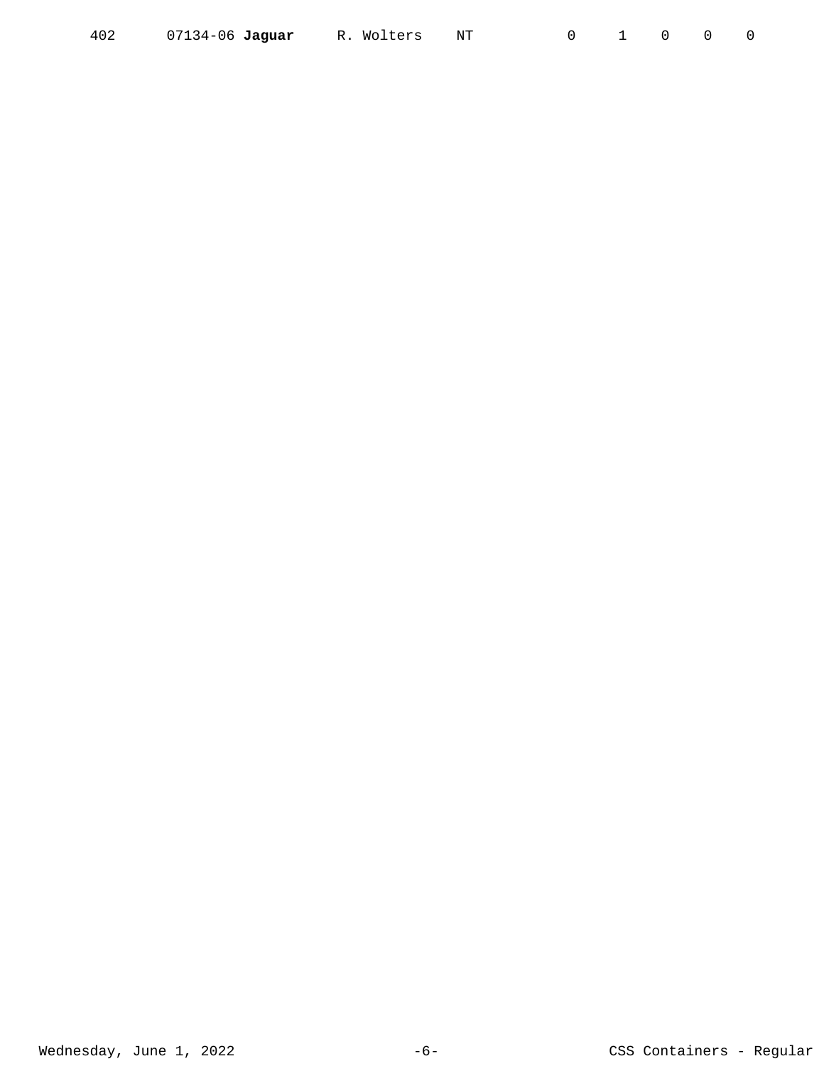| | | | | | | | | |
|---|---|---|---|---|---|---|---|---|
| 402 | 07134-06 **Jaguar** | R. Wolters | NT | 0 | 1 | 0 | 0 | 0 |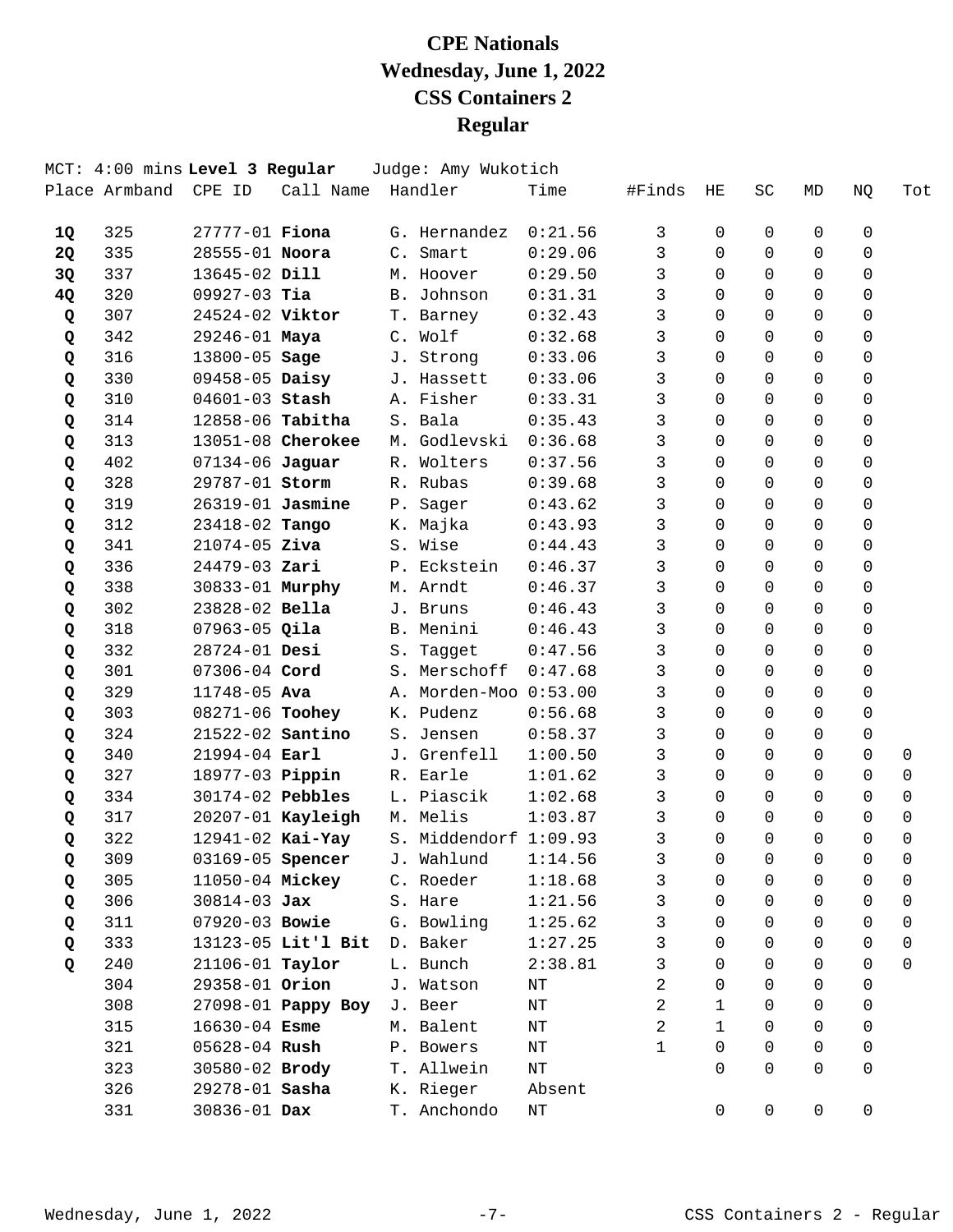# CPE Nationals
# Wednesday, June 1, 2022
# CSS Containers 2
# Regular

MCT: 4:00 mins **Level 3 Regular** Judge: Amy Wukotich

| Place | Armband | CPE ID | Call Name | Handler | Time | #Finds | HE | SC | MD | NQ | Tot |
|---|---|---|---|---|---|---|---|---|---|---|---|
| **1Q** | 325 | 27777-01 | **Fiona** | G. Hernandez | 0:21.56 | 3 | 0 | 0 | 0 | 0 | |
| **2Q** | 335 | 28555-01 | **Noora** | C. Smart | 0:29.06 | 3 | 0 | 0 | 0 | 0 | |
| **3Q** | 337 | 13645-02 | **Dill** | M. Hoover | 0:29.50 | 3 | 0 | 0 | 0 | 0 | |
| **4Q** | 320 | 09927-03 | **Tia** | B. Johnson | 0:31.31 | 3 | 0 | 0 | 0 | 0 | |
| **Q** | 307 | 24524-02 | **Viktor** | T. Barney | 0:32.43 | 3 | 0 | 0 | 0 | 0 | |
| **Q** | 342 | 29246-01 | **Maya** | C. Wolf | 0:32.68 | 3 | 0 | 0 | 0 | 0 | |
| **Q** | 316 | 13800-05 | **Sage** | J. Strong | 0:33.06 | 3 | 0 | 0 | 0 | 0 | |
| **Q** | 330 | 09458-05 | **Daisy** | J. Hassett | 0:33.06 | 3 | 0 | 0 | 0 | 0 | |
| **Q** | 310 | 04601-03 | **Stash** | A. Fisher | 0:33.31 | 3 | 0 | 0 | 0 | 0 | |
| **Q** | 314 | 12858-06 | **Tabitha** | S. Bala | 0:35.43 | 3 | 0 | 0 | 0 | 0 | |
| **Q** | 313 | 13051-08 | **Cherokee** | M. Godlevski | 0:36.68 | 3 | 0 | 0 | 0 | 0 | |
| **Q** | 402 | 07134-06 | **Jaguar** | R. Wolters | 0:37.56 | 3 | 0 | 0 | 0 | 0 | |
| **Q** | 328 | 29787-01 | **Storm** | R. Rubas | 0:39.68 | 3 | 0 | 0 | 0 | 0 | |
| **Q** | 319 | 26319-01 | **Jasmine** | P. Sager | 0:43.62 | 3 | 0 | 0 | 0 | 0 | |
| **Q** | 312 | 23418-02 | **Tango** | K. Majka | 0:43.93 | 3 | 0 | 0 | 0 | 0 | |
| **Q** | 341 | 21074-05 | **Ziva** | S. Wise | 0:44.43 | 3 | 0 | 0 | 0 | 0 | |
| **Q** | 336 | 24479-03 | **Zari** | P. Eckstein | 0:46.37 | 3 | 0 | 0 | 0 | 0 | |
| **Q** | 338 | 30833-01 | **Murphy** | M. Arndt | 0:46.37 | 3 | 0 | 0 | 0 | 0 | |
| **Q** | 302 | 23828-02 | **Bella** | J. Bruns | 0:46.43 | 3 | 0 | 0 | 0 | 0 | |
| **Q** | 318 | 07963-05 | **Qila** | B. Menini | 0:46.43 | 3 | 0 | 0 | 0 | 0 | |
| **Q** | 332 | 28724-01 | **Desi** | S. Tagget | 0:47.56 | 3 | 0 | 0 | 0 | 0 | |
| **Q** | 301 | 07306-04 | **Cord** | S. Merschoff | 0:47.68 | 3 | 0 | 0 | 0 | 0 | |
| **Q** | 329 | 11748-05 | **Ava** | A. Morden-Moo | 0:53.00 | 3 | 0 | 0 | 0 | 0 | |
| **Q** | 303 | 08271-06 | **Toohey** | K. Pudenz | 0:56.68 | 3 | 0 | 0 | 0 | 0 | |
| **Q** | 324 | 21522-02 | **Santino** | S. Jensen | 0:58.37 | 3 | 0 | 0 | 0 | 0 | |
| **Q** | 340 | 21994-04 | **Earl** | J. Grenfell | 1:00.50 | 3 | 0 | 0 | 0 | 0 | 0 |
| **Q** | 327 | 18977-03 | **Pippin** | R. Earle | 1:01.62 | 3 | 0 | 0 | 0 | 0 | 0 |
| **Q** | 334 | 30174-02 | **Pebbles** | L. Piascik | 1:02.68 | 3 | 0 | 0 | 0 | 0 | 0 |
| **Q** | 317 | 20207-01 | **Kayleigh** | M. Melis | 1:03.87 | 3 | 0 | 0 | 0 | 0 | 0 |
| **Q** | 322 | 12941-02 | **Kai-Yay** | S. Middendorf | 1:09.93 | 3 | 0 | 0 | 0 | 0 | 0 |
| **Q** | 309 | 03169-05 | **Spencer** | J. Wahlund | 1:14.56 | 3 | 0 | 0 | 0 | 0 | 0 |
| **Q** | 305 | 11050-04 | **Mickey** | C. Roeder | 1:18.68 | 3 | 0 | 0 | 0 | 0 | 0 |
| **Q** | 306 | 30814-03 | **Jax** | S. Hare | 1:21.56 | 3 | 0 | 0 | 0 | 0 | 0 |
| **Q** | 311 | 07920-03 | **Bowie** | G. Bowling | 1:25.62 | 3 | 0 | 0 | 0 | 0 | 0 |
| **Q** | 333 | 13123-05 | **Lit'l Bit** | D. Baker | 1:27.25 | 3 | 0 | 0 | 0 | 0 | 0 |
| **Q** | 240 | 21106-01 | **Taylor** | L. Bunch | 2:38.81 | 3 | 0 | 0 | 0 | 0 | 0 |
| | 304 | 29358-01 | **Orion** | J. Watson | NT | 2 | 0 | 0 | 0 | 0 | |
| | 308 | 27098-01 | **Pappy Boy** | J. Beer | NT | 2 | 1 | 0 | 0 | 0 | |
| | 315 | 16630-04 | **Esme** | M. Balent | NT | 2 | 1 | 0 | 0 | 0 | |
| | 321 | 05628-04 | **Rush** | P. Bowers | NT | 1 | 0 | 0 | 0 | 0 | |
| | 323 | 30580-02 | **Brody** | T. Allwein | NT | | 0 | 0 | 0 | 0 | |
| | 326 | 29278-01 | **Sasha** | K. Rieger | Absent | | | | | | |
| | 331 | 30836-01 | **Dax** | T. Anchondo | NT | | 0 | 0 | 0 | 0 | |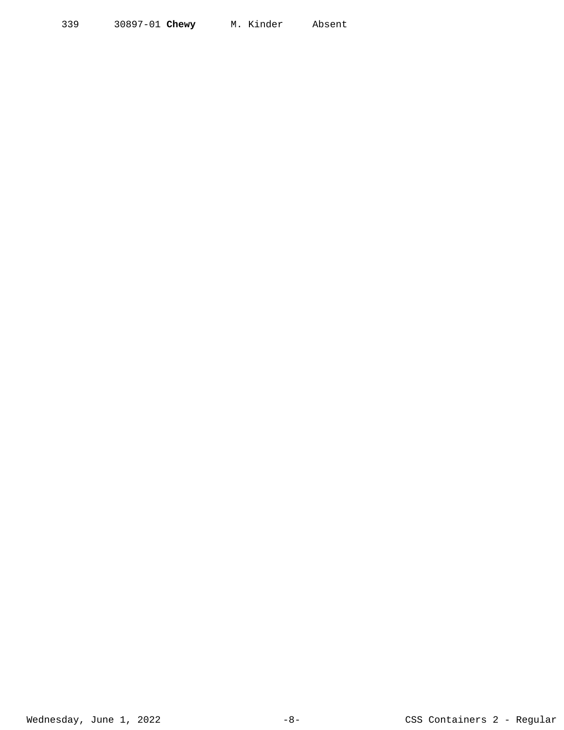| | | | | |
|---|---|---|---|---|
| 339 | 30897-01 | **Chewy** | M. Kinder | Absent |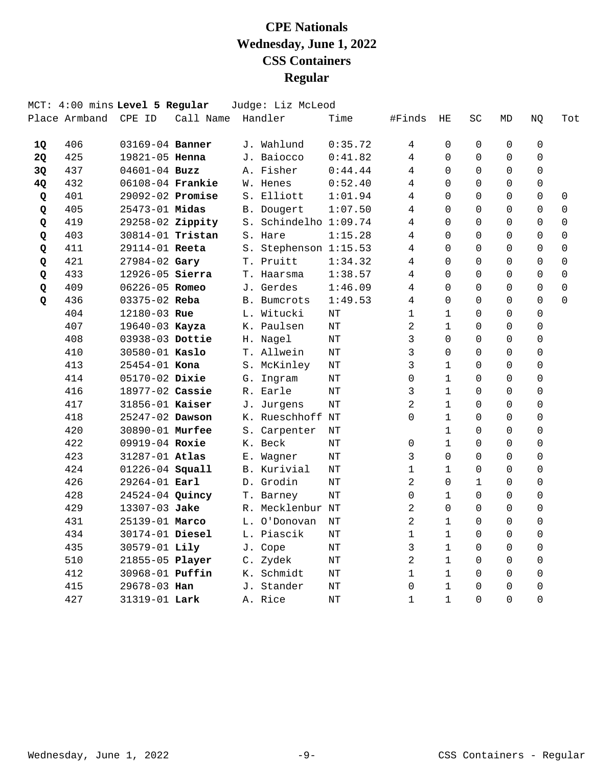# CPE Nationals
# Wednesday, June 1, 2022
# CSS Containers
# Regular

MCT: 4:00 mins **Level 5 Regular** Judge: Liz McLeod

| Place | Armband | CPE ID | Call Name | Handler | Time | #Finds | HE | SC | MD | NQ | Tot |
|---|---|---|---|---|---|---|---|---|---|---|---|
| **1Q** | 406 | 03169-04 | **Banner** | J. Wahlund | 0:35.72 | 4 | 0 | 0 | 0 | 0 | |
| **2Q** | 425 | 19821-05 | **Henna** | J. Baiocco | 0:41.82 | 4 | 0 | 0 | 0 | 0 | |
| **3Q** | 437 | 04601-04 | **Buzz** | A. Fisher | 0:44.44 | 4 | 0 | 0 | 0 | 0 | |
| **4Q** | 432 | 06108-04 | **Frankie** | W. Henes | 0:52.40 | 4 | 0 | 0 | 0 | 0 | |
| **Q** | 401 | 29092-02 | **Promise** | S. Elliott | 1:01.94 | 4 | 0 | 0 | 0 | 0 | 0 |
| **Q** | 405 | 25473-01 | **Midas** | B. Dougert | 1:07.50 | 4 | 0 | 0 | 0 | 0 | 0 |
| **Q** | 419 | 29258-02 | **Zippity** | S. Schindelho | 1:09.74 | 4 | 0 | 0 | 0 | 0 | 0 |
| **Q** | 403 | 30814-01 | **Tristan** | S. Hare | 1:15.28 | 4 | 0 | 0 | 0 | 0 | 0 |
| **Q** | 411 | 29114-01 | **Reeta** | S. Stephenson | 1:15.53 | 4 | 0 | 0 | 0 | 0 | 0 |
| **Q** | 421 | 27984-02 | **Gary** | T. Pruitt | 1:34.32 | 4 | 0 | 0 | 0 | 0 | 0 |
| **Q** | 433 | 12926-05 | **Sierra** | T. Haarsma | 1:38.57 | 4 | 0 | 0 | 0 | 0 | 0 |
| **Q** | 409 | 06226-05 | **Romeo** | J. Gerdes | 1:46.09 | 4 | 0 | 0 | 0 | 0 | 0 |
| **Q** | 436 | 03375-02 | **Reba** | B. Bumcrots | 1:49.53 | 4 | 0 | 0 | 0 | 0 | 0 |
| | 404 | 12180-03 | **Rue** | L. Witucki | NT | 1 | 1 | 0 | 0 | 0 | |
| | 407 | 19640-03 | **Kayza** | K. Paulsen | NT | 2 | 1 | 0 | 0 | 0 | |
| | 408 | 03938-03 | **Dottie** | H. Nagel | NT | 3 | 0 | 0 | 0 | 0 | |
| | 410 | 30580-01 | **Kaslo** | T. Allwein | NT | 3 | 0 | 0 | 0 | 0 | |
| | 413 | 25454-01 | **Kona** | S. McKinley | NT | 3 | 1 | 0 | 0 | 0 | |
| | 414 | 05170-02 | **Dixie** | G. Ingram | NT | 0 | 1 | 0 | 0 | 0 | |
| | 416 | 18977-02 | **Cassie** | R. Earle | NT | 3 | 1 | 0 | 0 | 0 | |
| | 417 | 31856-01 | **Kaiser** | J. Jurgens | NT | 2 | 1 | 0 | 0 | 0 | |
| | 418 | 25247-02 | **Dawson** | K. Rueschhoff | NT | 0 | 1 | 0 | 0 | 0 | |
| | 420 | 30890-01 | **Murfee** | S. Carpenter | NT | | 1 | 0 | 0 | 0 | |
| | 422 | 09919-04 | **Roxie** | K. Beck | NT | 0 | 1 | 0 | 0 | 0 | |
| | 423 | 31287-01 | **Atlas** | E. Wagner | NT | 3 | 0 | 0 | 0 | 0 | |
| | 424 | 01226-04 | **Squall** | B. Kurivial | NT | 1 | 1 | 0 | 0 | 0 | |
| | 426 | 29264-01 | **Earl** | D. Grodin | NT | 2 | 0 | 1 | 0 | 0 | |
| | 428 | 24524-04 | **Quincy** | T. Barney | NT | 0 | 1 | 0 | 0 | 0 | |
| | 429 | 13307-03 | **Jake** | R. Mecklenbur | NT | 2 | 0 | 0 | 0 | 0 | |
| | 431 | 25139-01 | **Marco** | L. O'Donovan | NT | 2 | 1 | 0 | 0 | 0 | |
| | 434 | 30174-01 | **Diesel** | L. Piascik | NT | 1 | 1 | 0 | 0 | 0 | |
| | 435 | 30579-01 | **Lily** | J. Cope | NT | 3 | 1 | 0 | 0 | 0 | |
| | 510 | 21855-05 | **Player** | C. Zydek | NT | 2 | 1 | 0 | 0 | 0 | |
| | 412 | 30968-01 | **Puffin** | K. Schmidt | NT | 1 | 1 | 0 | 0 | 0 | |
| | 415 | 29678-03 | **Han** | J. Stander | NT | 0 | 1 | 0 | 0 | 0 | |
| | 427 | 31319-01 | **Lark** | A. Rice | NT | 1 | 1 | 0 | 0 | 0 | |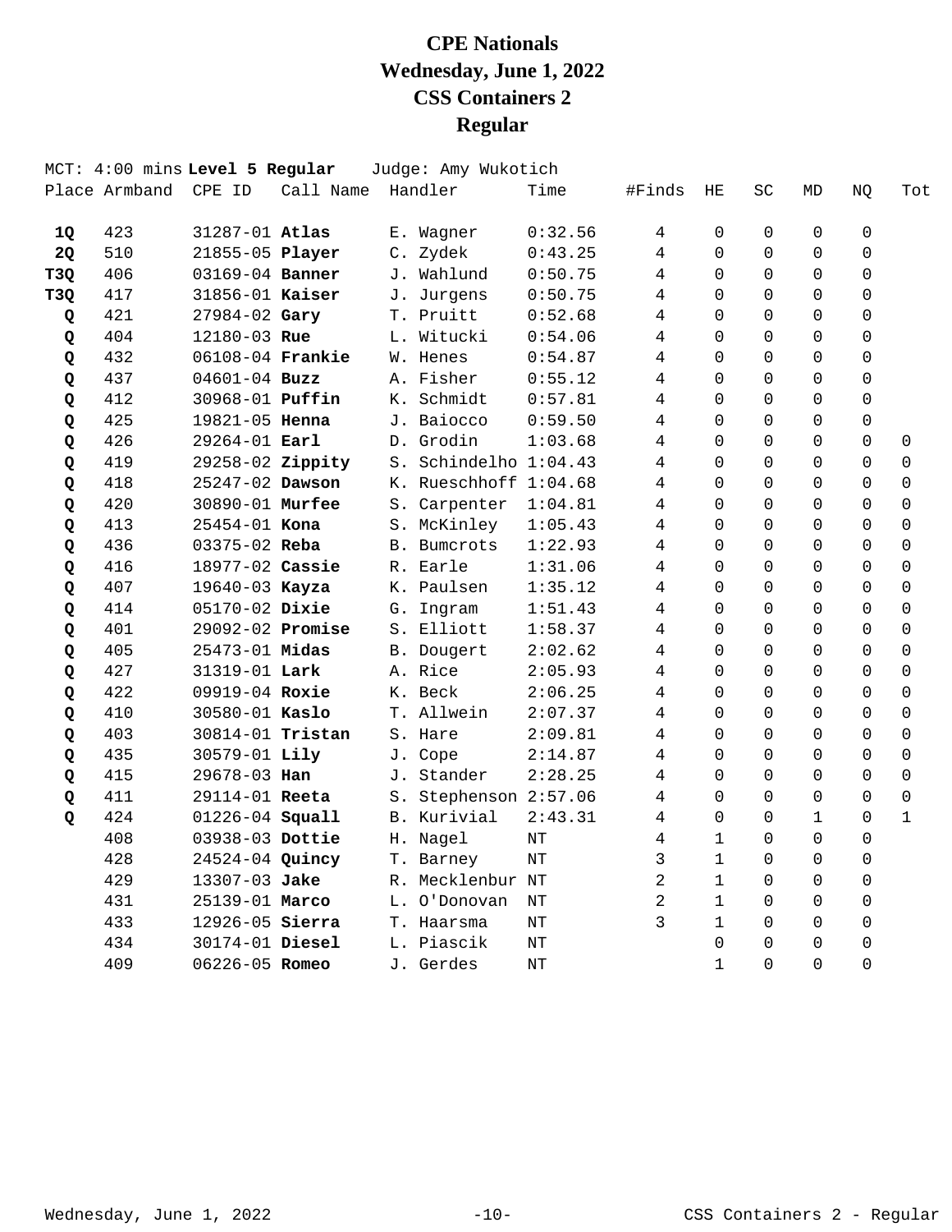# CPE Nationals
# Wednesday, June 1, 2022
# CSS Containers 2
# Regular

MCT: 4:00 mins **Level 5 Regular** Judge: Amy Wukotich

| Place | Armband | CPE ID | Call Name | Handler | Time | #Finds | HE | SC | MD | NQ | Tot |
|---|---|---|---|---|---|---|---|---|---|---|---|
| **1Q** | 423 | 31287-01 | **Atlas** | E. Wagner | 0:32.56 | 4 | 0 | 0 | 0 | 0 | |
| **2Q** | 510 | 21855-05 | **Player** | C. Zydek | 0:43.25 | 4 | 0 | 0 | 0 | 0 | |
| **T3Q** | 406 | 03169-04 | **Banner** | J. Wahlund | 0:50.75 | 4 | 0 | 0 | 0 | 0 | |
| **T3Q** | 417 | 31856-01 | **Kaiser** | J. Jurgens | 0:50.75 | 4 | 0 | 0 | 0 | 0 | |
| **Q** | 421 | 27984-02 | **Gary** | T. Pruitt | 0:52.68 | 4 | 0 | 0 | 0 | 0 | |
| **Q** | 404 | 12180-03 | **Rue** | L. Witucki | 0:54.06 | 4 | 0 | 0 | 0 | 0 | |
| **Q** | 432 | 06108-04 | **Frankie** | W. Henes | 0:54.87 | 4 | 0 | 0 | 0 | 0 | |
| **Q** | 437 | 04601-04 | **Buzz** | A. Fisher | 0:55.12 | 4 | 0 | 0 | 0 | 0 | |
| **Q** | 412 | 30968-01 | **Puffin** | K. Schmidt | 0:57.81 | 4 | 0 | 0 | 0 | 0 | |
| **Q** | 425 | 19821-05 | **Henna** | J. Baiocco | 0:59.50 | 4 | 0 | 0 | 0 | 0 | |
| **Q** | 426 | 29264-01 | **Earl** | D. Grodin | 1:03.68 | 4 | 0 | 0 | 0 | 0 | 0 |
| **Q** | 419 | 29258-02 | **Zippity** | S. Schindelho | 1:04.43 | 4 | 0 | 0 | 0 | 0 | 0 |
| **Q** | 418 | 25247-02 | **Dawson** | K. Rueschhoff | 1:04.68 | 4 | 0 | 0 | 0 | 0 | 0 |
| **Q** | 420 | 30890-01 | **Murfee** | S. Carpenter | 1:04.81 | 4 | 0 | 0 | 0 | 0 | 0 |
| **Q** | 413 | 25454-01 | **Kona** | S. McKinley | 1:05.43 | 4 | 0 | 0 | 0 | 0 | 0 |
| **Q** | 436 | 03375-02 | **Reba** | B. Bumcrots | 1:22.93 | 4 | 0 | 0 | 0 | 0 | 0 |
| **Q** | 416 | 18977-02 | **Cassie** | R. Earle | 1:31.06 | 4 | 0 | 0 | 0 | 0 | 0 |
| **Q** | 407 | 19640-03 | **Kayza** | K. Paulsen | 1:35.12 | 4 | 0 | 0 | 0 | 0 | 0 |
| **Q** | 414 | 05170-02 | **Dixie** | G. Ingram | 1:51.43 | 4 | 0 | 0 | 0 | 0 | 0 |
| **Q** | 401 | 29092-02 | **Promise** | S. Elliott | 1:58.37 | 4 | 0 | 0 | 0 | 0 | 0 |
| **Q** | 405 | 25473-01 | **Midas** | B. Dougert | 2:02.62 | 4 | 0 | 0 | 0 | 0 | 0 |
| **Q** | 427 | 31319-01 | **Lark** | A. Rice | 2:05.93 | 4 | 0 | 0 | 0 | 0 | 0 |
| **Q** | 422 | 09919-04 | **Roxie** | K. Beck | 2:06.25 | 4 | 0 | 0 | 0 | 0 | 0 |
| **Q** | 410 | 30580-01 | **Kaslo** | T. Allwein | 2:07.37 | 4 | 0 | 0 | 0 | 0 | 0 |
| **Q** | 403 | 30814-01 | **Tristan** | S. Hare | 2:09.81 | 4 | 0 | 0 | 0 | 0 | 0 |
| **Q** | 435 | 30579-01 | **Lily** | J. Cope | 2:14.87 | 4 | 0 | 0 | 0 | 0 | 0 |
| **Q** | 415 | 29678-03 | **Han** | J. Stander | 2:28.25 | 4 | 0 | 0 | 0 | 0 | 0 |
| **Q** | 411 | 29114-01 | **Reeta** | S. Stephenson | 2:57.06 | 4 | 0 | 0 | 0 | 0 | 0 |
| **Q** | 424 | 01226-04 | **Squall** | B. Kurivial | 2:43.31 | 4 | 0 | 0 | 1 | 0 | 1 |
| | 408 | 03938-03 | **Dottie** | H. Nagel | NT | 4 | 1 | 0 | 0 | 0 | |
| | 428 | 24524-04 | **Quincy** | T. Barney | NT | 3 | 1 | 0 | 0 | 0 | |
| | 429 | 13307-03 | **Jake** | R. Mecklenbur | NT | 2 | 1 | 0 | 0 | 0 | |
| | 431 | 25139-01 | **Marco** | L. O'Donovan | NT | 2 | 1 | 0 | 0 | 0 | |
| | 433 | 12926-05 | **Sierra** | T. Haarsma | NT | 3 | 1 | 0 | 0 | 0 | |
| | 434 | 30174-01 | **Diesel** | L. Piascik | NT | | 0 | 0 | 0 | 0 | |
| | 409 | 06226-05 | **Romeo** | J. Gerdes | NT | | 1 | 0 | 0 | 0 | |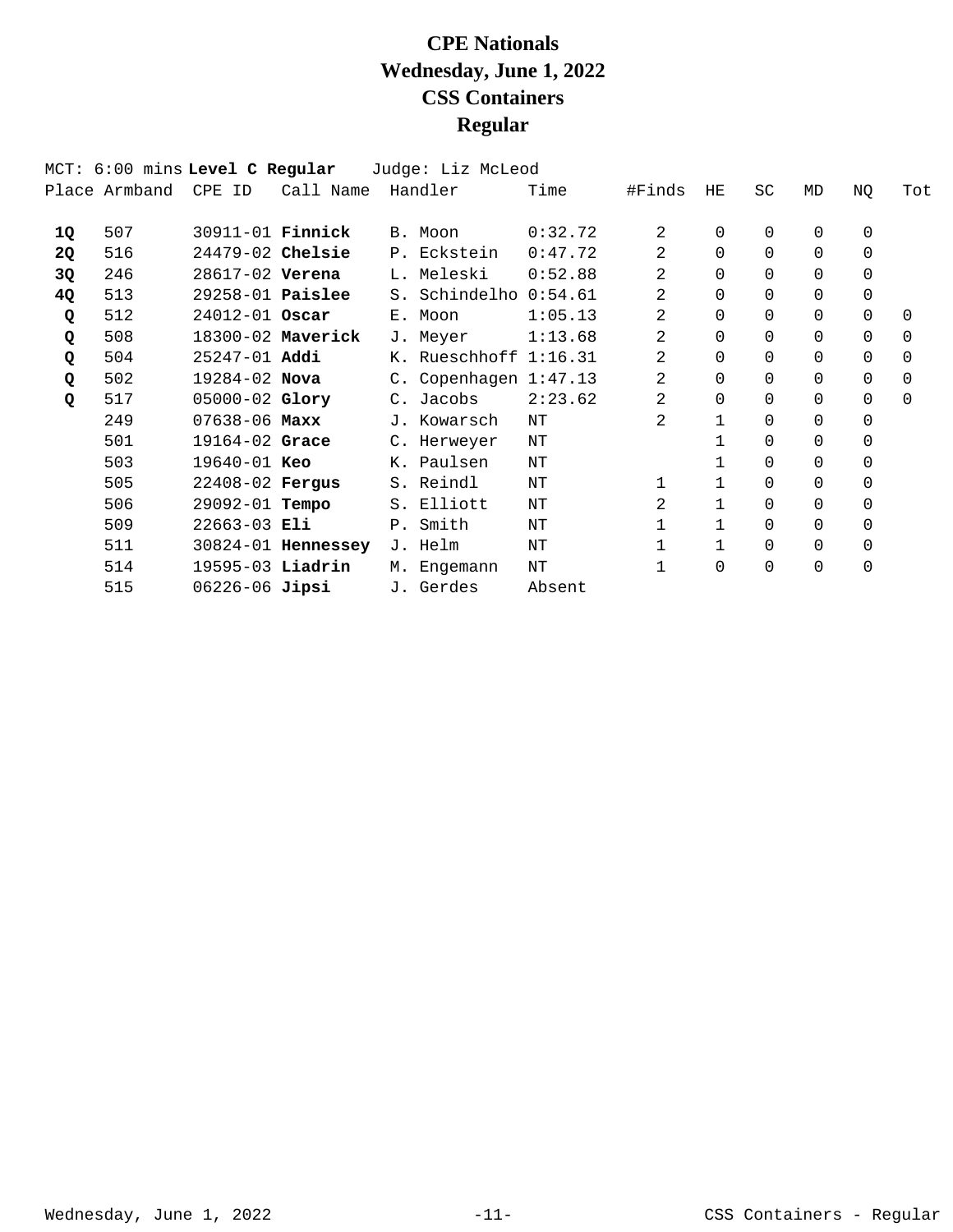# CPE Nationals
# Wednesday, June 1, 2022
# CSS Containers
# Regular

MCT: 6:00 mins **Level C Regular** Judge: Liz McLeod

| Place | Armband | CPE ID | Call Name | Handler | Time | #Finds | HE | SC | MD | NQ | Tot |
|---|---|---|---|---|---|---|---|---|---|---|---|
| **1Q** | 507 | 30911-01 | **Finnick** | B. Moon | 0:32.72 | 2 | 0 | 0 | 0 | 0 | |
| **2Q** | 516 | 24479-02 | **Chelsie** | P. Eckstein | 0:47.72 | 2 | 0 | 0 | 0 | 0 | |
| **3Q** | 246 | 28617-02 | **Verena** | L. Meleski | 0:52.88 | 2 | 0 | 0 | 0 | 0 | |
| **4Q** | 513 | 29258-01 | **Paislee** | S. Schindelho | 0:54.61 | 2 | 0 | 0 | 0 | 0 | |
| **Q** | 512 | 24012-01 | **Oscar** | E. Moon | 1:05.13 | 2 | 0 | 0 | 0 | 0 | 0 |
| **Q** | 508 | 18300-02 | **Maverick** | J. Meyer | 1:13.68 | 2 | 0 | 0 | 0 | 0 | 0 |
| **Q** | 504 | 25247-01 | **Addi** | K. Rueschhoff | 1:16.31 | 2 | 0 | 0 | 0 | 0 | 0 |
| **Q** | 502 | 19284-02 | **Nova** | C. Copenhagen | 1:47.13 | 2 | 0 | 0 | 0 | 0 | 0 |
| **Q** | 517 | 05000-02 | **Glory** | C. Jacobs | 2:23.62 | 2 | 0 | 0 | 0 | 0 | 0 |
| | 249 | 07638-06 | **Maxx** | J. Kowarsch | NT | 2 | 1 | 0 | 0 | 0 | |
| | 501 | 19164-02 | **Grace** | C. Herweyer | NT | | 1 | 0 | 0 | 0 | |
| | 503 | 19640-01 | **Keo** | K. Paulsen | NT | | 1 | 0 | 0 | 0 | |
| | 505 | 22408-02 | **Fergus** | S. Reindl | NT | 1 | 1 | 0 | 0 | 0 | |
| | 506 | 29092-01 | **Tempo** | S. Elliott | NT | 2 | 1 | 0 | 0 | 0 | |
| | 509 | 22663-03 | **Eli** | P. Smith | NT | 1 | 1 | 0 | 0 | 0 | |
| | 511 | 30824-01 | **Hennessey** | J. Helm | NT | 1 | 1 | 0 | 0 | 0 | |
| | 514 | 19595-03 | **Liadrin** | M. Engemann | NT | 1 | 0 | 0 | 0 | 0 | |
| | 515 | 06226-06 | **Jipsi** | J. Gerdes | Absent | | | | | | |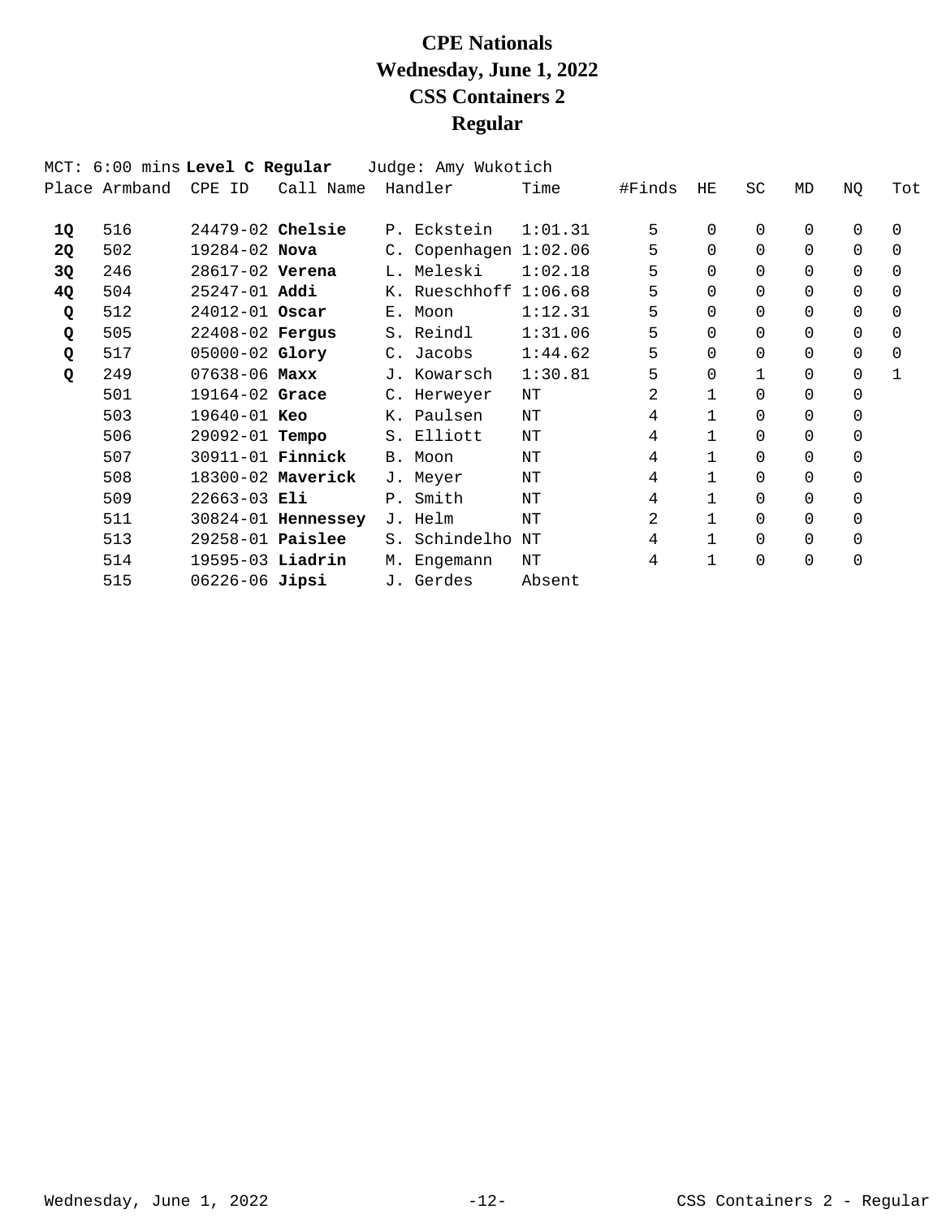# CPE Nationals
# Wednesday, June 1, 2022
# CSS Containers 2
# Regular

MCT: 6:00 mins **Level C Regular** Judge: Amy Wukotich

| Place | Armband | CPE ID | Call Name | Handler | Time | #Finds | HE | SC | MD | NQ | Tot |
|---|---|---|---|---|---|---|---|---|---|---|---|
| **1Q** | 516 | 24479-02 | **Chelsie** | P. Eckstein | 1:01.31 | 5 | 0 | 0 | 0 | 0 | 0 |
| **2Q** | 502 | 19284-02 | **Nova** | C. Copenhagen | 1:02.06 | 5 | 0 | 0 | 0 | 0 | 0 |
| **3Q** | 246 | 28617-02 | **Verena** | L. Meleski | 1:02.18 | 5 | 0 | 0 | 0 | 0 | 0 |
| **4Q** | 504 | 25247-01 | **Addi** | K. Rueschhoff | 1:06.68 | 5 | 0 | 0 | 0 | 0 | 0 |
| **Q** | 512 | 24012-01 | **Oscar** | E. Moon | 1:12.31 | 5 | 0 | 0 | 0 | 0 | 0 |
| **Q** | 505 | 22408-02 | **Fergus** | S. Reindl | 1:31.06 | 5 | 0 | 0 | 0 | 0 | 0 |
| **Q** | 517 | 05000-02 | **Glory** | C. Jacobs | 1:44.62 | 5 | 0 | 0 | 0 | 0 | 0 |
| **Q** | 249 | 07638-06 | **Maxx** | J. Kowarsch | 1:30.81 | 5 | 0 | 1 | 0 | 0 | 1 |
| | 501 | 19164-02 | **Grace** | C. Herweyer | NT | 2 | 1 | 0 | 0 | 0 | |
| | 503 | 19640-01 | **Keo** | K. Paulsen | NT | 4 | 1 | 0 | 0 | 0 | |
| | 506 | 29092-01 | **Tempo** | S. Elliott | NT | 4 | 1 | 0 | 0 | 0 | |
| | 507 | 30911-01 | **Finnick** | B. Moon | NT | 4 | 1 | 0 | 0 | 0 | |
| | 508 | 18300-02 | **Maverick** | J. Meyer | NT | 4 | 1 | 0 | 0 | 0 | |
| | 509 | 22663-03 | **Eli** | P. Smith | NT | 4 | 1 | 0 | 0 | 0 | |
| | 511 | 30824-01 | **Hennessey** | J. Helm | NT | 2 | 1 | 0 | 0 | 0 | |
| | 513 | 29258-01 | **Paislee** | S. Schindelho | NT | 4 | 1 | 0 | 0 | 0 | |
| | 514 | 19595-03 | **Liadrin** | M. Engemann | NT | 4 | 1 | 0 | 0 | 0 | |
| | 515 | 06226-06 | **Jipsi** | J. Gerdes | Absent | | | | | | |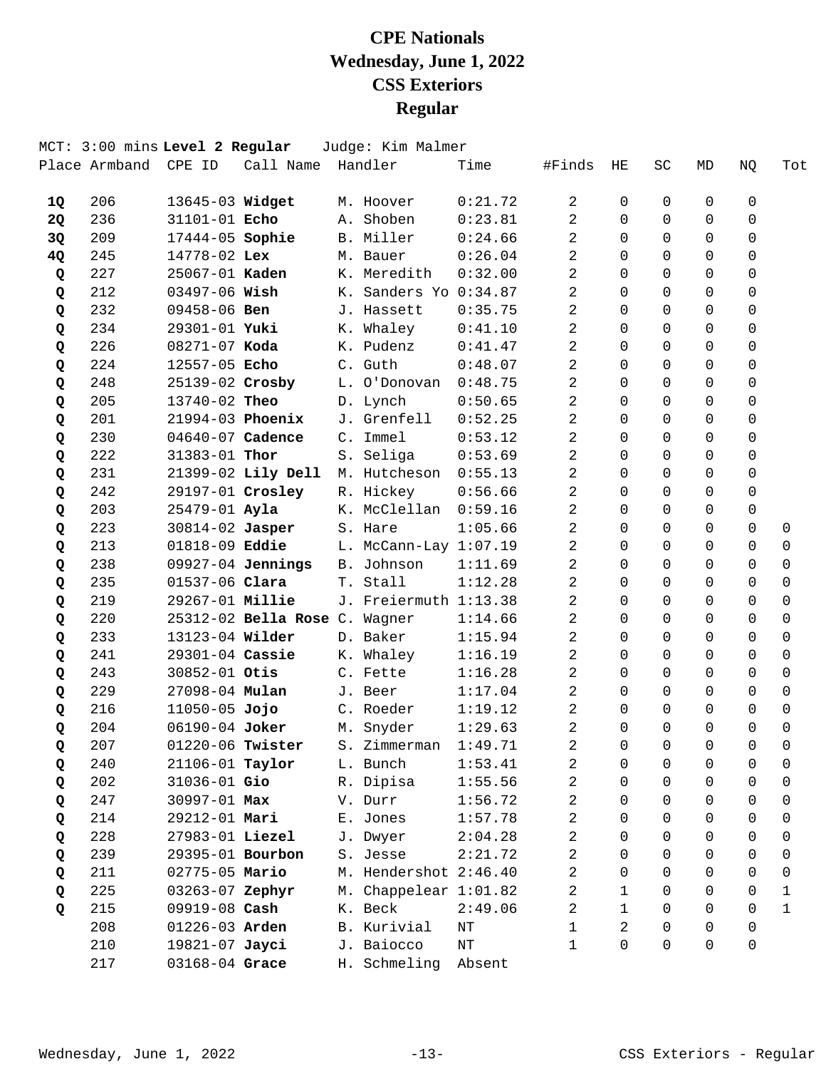# CPE Nationals
# Wednesday, June 1, 2022
# CSS Exteriors
# Regular

MCT: 3:00 mins **Level 2 Regular** Judge: Kim Malmer

| Place | Armband | CPE ID | Call Name | Handler | Time | #Finds | HE | SC | MD | NQ | Tot |
|---|---|---|---|---|---|---|---|---|---|---|---|
| **1Q** | 206 | 13645-03 | **Widget** | M. Hoover | 0:21.72 | 2 | 0 | 0 | 0 | 0 | |
| **2Q** | 236 | 31101-01 | **Echo** | A. Shoben | 0:23.81 | 2 | 0 | 0 | 0 | 0 | |
| **3Q** | 209 | 17444-05 | **Sophie** | B. Miller | 0:24.66 | 2 | 0 | 0 | 0 | 0 | |
| **4Q** | 245 | 14778-02 | **Lex** | M. Bauer | 0:26.04 | 2 | 0 | 0 | 0 | 0 | |
| **Q** | 227 | 25067-01 | **Kaden** | K. Meredith | 0:32.00 | 2 | 0 | 0 | 0 | 0 | |
| **Q** | 212 | 03497-06 | **Wish** | K. Sanders Yo | 0:34.87 | 2 | 0 | 0 | 0 | 0 | |
| **Q** | 232 | 09458-06 | **Ben** | J. Hassett | 0:35.75 | 2 | 0 | 0 | 0 | 0 | |
| **Q** | 234 | 29301-01 | **Yuki** | K. Whaley | 0:41.10 | 2 | 0 | 0 | 0 | 0 | |
| **Q** | 226 | 08271-07 | **Koda** | K. Pudenz | 0:41.47 | 2 | 0 | 0 | 0 | 0 | |
| **Q** | 224 | 12557-05 | **Echo** | C. Guth | 0:48.07 | 2 | 0 | 0 | 0 | 0 | |
| **Q** | 248 | 25139-02 | **Crosby** | L. O'Donovan | 0:48.75 | 2 | 0 | 0 | 0 | 0 | |
| **Q** | 205 | 13740-02 | **Theo** | D. Lynch | 0:50.65 | 2 | 0 | 0 | 0 | 0 | |
| **Q** | 201 | 21994-03 | **Phoenix** | J. Grenfell | 0:52.25 | 2 | 0 | 0 | 0 | 0 | |
| **Q** | 230 | 04640-07 | **Cadence** | C. Immel | 0:53.12 | 2 | 0 | 0 | 0 | 0 | |
| **Q** | 222 | 31383-01 | **Thor** | S. Seliga | 0:53.69 | 2 | 0 | 0 | 0 | 0 | |
| **Q** | 231 | 21399-02 | **Lily Dell** | M. Hutcheson | 0:55.13 | 2 | 0 | 0 | 0 | 0 | |
| **Q** | 242 | 29197-01 | **Crosley** | R. Hickey | 0:56.66 | 2 | 0 | 0 | 0 | 0 | |
| **Q** | 203 | 25479-01 | **Ayla** | K. McClellan | 0:59.16 | 2 | 0 | 0 | 0 | 0 | |
| **Q** | 223 | 30814-02 | **Jasper** | S. Hare | 1:05.66 | 2 | 0 | 0 | 0 | 0 | 0 |
| **Q** | 213 | 01818-09 | **Eddie** | L. McCann-Lay | 1:07.19 | 2 | 0 | 0 | 0 | 0 | 0 |
| **Q** | 238 | 09927-04 | **Jennings** | B. Johnson | 1:11.69 | 2 | 0 | 0 | 0 | 0 | 0 |
| **Q** | 235 | 01537-06 | **Clara** | T. Stall | 1:12.28 | 2 | 0 | 0 | 0 | 0 | 0 |
| **Q** | 219 | 29267-01 | **Millie** | J. Freiermuth | 1:13.38 | 2 | 0 | 0 | 0 | 0 | 0 |
| **Q** | 220 | 25312-02 | **Bella Rose** | C. Wagner | 1:14.66 | 2 | 0 | 0 | 0 | 0 | 0 |
| **Q** | 233 | 13123-04 | **Wilder** | D. Baker | 1:15.94 | 2 | 0 | 0 | 0 | 0 | 0 |
| **Q** | 241 | 29301-04 | **Cassie** | K. Whaley | 1:16.19 | 2 | 0 | 0 | 0 | 0 | 0 |
| **Q** | 243 | 30852-01 | **Otis** | C. Fette | 1:16.28 | 2 | 0 | 0 | 0 | 0 | 0 |
| **Q** | 229 | 27098-04 | **Mulan** | J. Beer | 1:17.04 | 2 | 0 | 0 | 0 | 0 | 0 |
| **Q** | 216 | 11050-05 | **Jojo** | C. Roeder | 1:19.12 | 2 | 0 | 0 | 0 | 0 | 0 |
| **Q** | 204 | 06190-04 | **Joker** | M. Snyder | 1:29.63 | 2 | 0 | 0 | 0 | 0 | 0 |
| **Q** | 207 | 01220-06 | **Twister** | S. Zimmerman | 1:49.71 | 2 | 0 | 0 | 0 | 0 | 0 |
| **Q** | 240 | 21106-01 | **Taylor** | L. Bunch | 1:53.41 | 2 | 0 | 0 | 0 | 0 | 0 |
| **Q** | 202 | 31036-01 | **Gio** | R. Dipisa | 1:55.56 | 2 | 0 | 0 | 0 | 0 | 0 |
| **Q** | 247 | 30997-01 | **Max** | V. Durr | 1:56.72 | 2 | 0 | 0 | 0 | 0 | 0 |
| **Q** | 214 | 29212-01 | **Mari** | E. Jones | 1:57.78 | 2 | 0 | 0 | 0 | 0 | 0 |
| **Q** | 228 | 27983-01 | **Liezel** | J. Dwyer | 2:04.28 | 2 | 0 | 0 | 0 | 0 | 0 |
| **Q** | 239 | 29395-01 | **Bourbon** | S. Jesse | 2:21.72 | 2 | 0 | 0 | 0 | 0 | 0 |
| **Q** | 211 | 02775-05 | **Mario** | M. Hendershot | 2:46.40 | 2 | 0 | 0 | 0 | 0 | 0 |
| **Q** | 225 | 03263-07 | **Zephyr** | M. Chappelear | 1:01.82 | 2 | 1 | 0 | 0 | 0 | 1 |
| **Q** | 215 | 09919-08 | **Cash** | K. Beck | 2:49.06 | 2 | 1 | 0 | 0 | 0 | 1 |
| | 208 | 01226-03 | **Arden** | B. Kurivial | NT | 1 | 2 | 0 | 0 | 0 | |
| | 210 | 19821-07 | **Jayci** | J. Baiocco | NT | 1 | 0 | 0 | 0 | 0 | |
| | 217 | 03168-04 | **Grace** | H. Schmeling | Absent | | | | | | |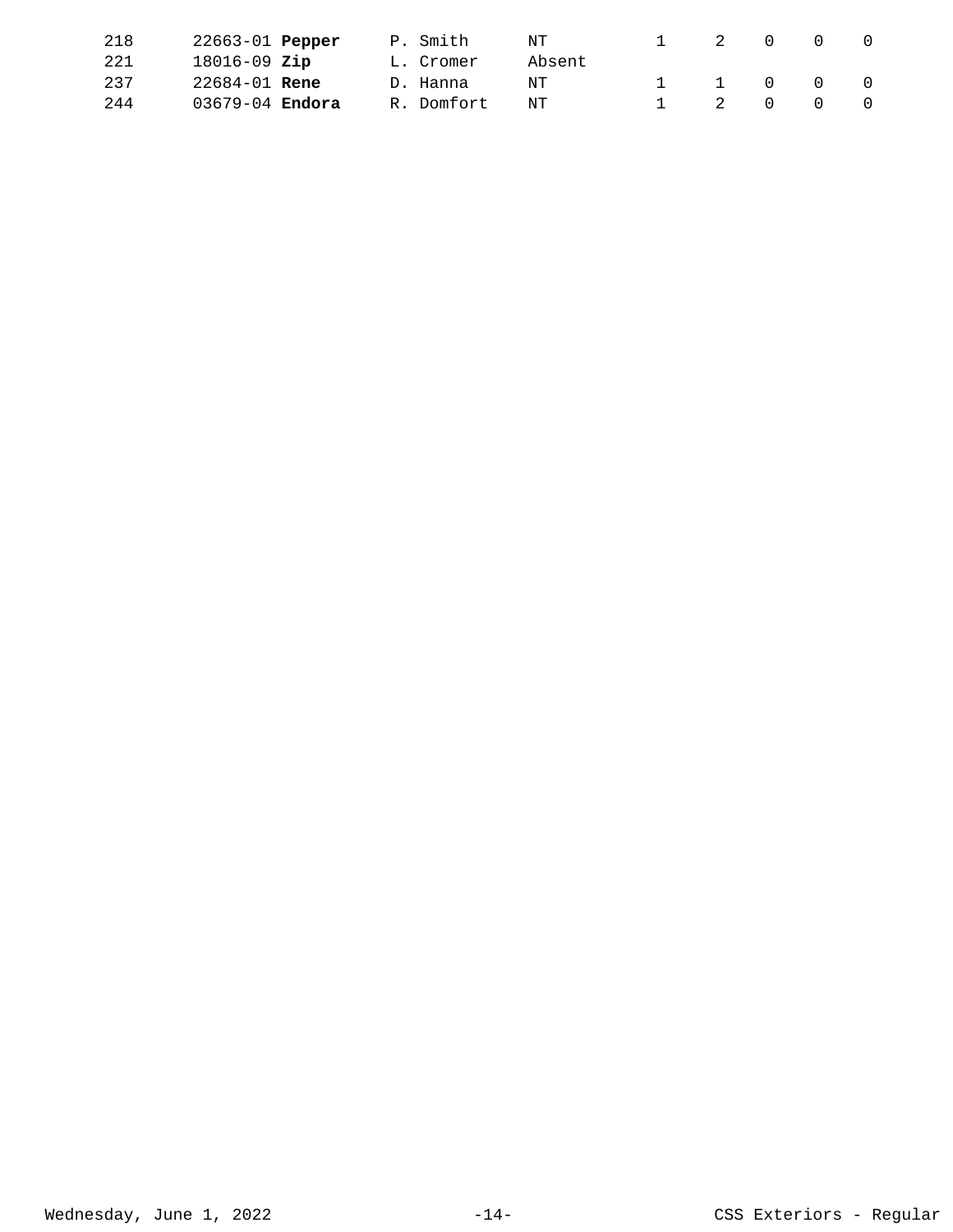| | | | | | | | | |
|---|---|---|---|---|---|---|---|---|
| 218 | 22663-01 **Pepper** | P. Smith | NT | 1 | 2 | 0 | 0 | 0 |
| 221 | 18016-09 **Zip** | L. Cromer | Absent | | | | | |
| 237 | 22684-01 **Rene** | D. Hanna | NT | 1 | 1 | 0 | 0 | 0 |
| 244 | 03679-04 **Endora** | R. Domfort | NT | 1 | 2 | 0 | 0 | 0 |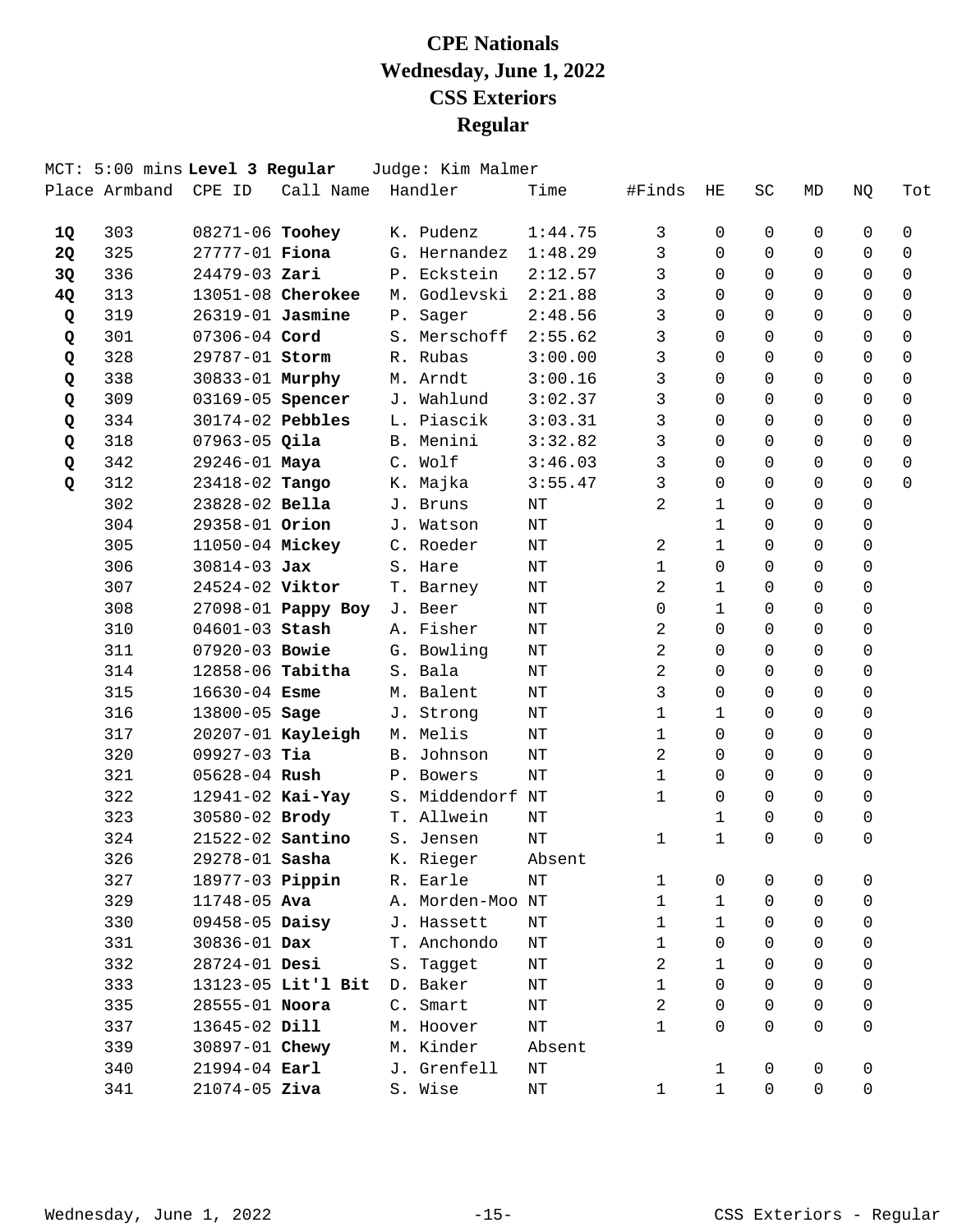# CPE Nationals
# Wednesday, June 1, 2022
# CSS Exteriors
# Regular

MCT: 5:00 mins **Level 3 Regular** Judge: Kim Malmer

| Place | Armband | CPE ID | Call Name | Handler | Time | #Finds | HE | SC | MD | NQ | Tot |
|---|---|---|---|---|---|---|---|---|---|---|---|
| **1Q** | 303 | 08271-06 | **Toohey** | K. Pudenz | 1:44.75 | 3 | 0 | 0 | 0 | 0 | 0 |
| **2Q** | 325 | 27777-01 | **Fiona** | G. Hernandez | 1:48.29 | 3 | 0 | 0 | 0 | 0 | 0 |
| **3Q** | 336 | 24479-03 | **Zari** | P. Eckstein | 2:12.57 | 3 | 0 | 0 | 0 | 0 | 0 |
| **4Q** | 313 | 13051-08 | **Cherokee** | M. Godlevski | 2:21.88 | 3 | 0 | 0 | 0 | 0 | 0 |
| **Q** | 319 | 26319-01 | **Jasmine** | P. Sager | 2:48.56 | 3 | 0 | 0 | 0 | 0 | 0 |
| **Q** | 301 | 07306-04 | **Cord** | S. Merschoff | 2:55.62 | 3 | 0 | 0 | 0 | 0 | 0 |
| **Q** | 328 | 29787-01 | **Storm** | R. Rubas | 3:00.00 | 3 | 0 | 0 | 0 | 0 | 0 |
| **Q** | 338 | 30833-01 | **Murphy** | M. Arndt | 3:00.16 | 3 | 0 | 0 | 0 | 0 | 0 |
| **Q** | 309 | 03169-05 | **Spencer** | J. Wahlund | 3:02.37 | 3 | 0 | 0 | 0 | 0 | 0 |
| **Q** | 334 | 30174-02 | **Pebbles** | L. Piascik | 3:03.31 | 3 | 0 | 0 | 0 | 0 | 0 |
| **Q** | 318 | 07963-05 | **Qila** | B. Menini | 3:32.82 | 3 | 0 | 0 | 0 | 0 | 0 |
| **Q** | 342 | 29246-01 | **Maya** | C. Wolf | 3:46.03 | 3 | 0 | 0 | 0 | 0 | 0 |
| **Q** | 312 | 23418-02 | **Tango** | K. Majka | 3:55.47 | 3 | 0 | 0 | 0 | 0 | 0 |
| | 302 | 23828-02 | **Bella** | J. Bruns | NT | 2 | 1 | 0 | 0 | 0 | |
| | 304 | 29358-01 | **Orion** | J. Watson | NT | | 1 | 0 | 0 | 0 | |
| | 305 | 11050-04 | **Mickey** | C. Roeder | NT | 2 | 1 | 0 | 0 | 0 | |
| | 306 | 30814-03 | **Jax** | S. Hare | NT | 1 | 0 | 0 | 0 | 0 | |
| | 307 | 24524-02 | **Viktor** | T. Barney | NT | 2 | 1 | 0 | 0 | 0 | |
| | 308 | 27098-01 | **Pappy Boy** | J. Beer | NT | 0 | 1 | 0 | 0 | 0 | |
| | 310 | 04601-03 | **Stash** | A. Fisher | NT | 2 | 0 | 0 | 0 | 0 | |
| | 311 | 07920-03 | **Bowie** | G. Bowling | NT | 2 | 0 | 0 | 0 | 0 | |
| | 314 | 12858-06 | **Tabitha** | S. Bala | NT | 2 | 0 | 0 | 0 | 0 | |
| | 315 | 16630-04 | **Esme** | M. Balent | NT | 3 | 0 | 0 | 0 | 0 | |
| | 316 | 13800-05 | **Sage** | J. Strong | NT | 1 | 1 | 0 | 0 | 0 | |
| | 317 | 20207-01 | **Kayleigh** | M. Melis | NT | 1 | 0 | 0 | 0 | 0 | |
| | 320 | 09927-03 | **Tia** | B. Johnson | NT | 2 | 0 | 0 | 0 | 0 | |
| | 321 | 05628-04 | **Rush** | P. Bowers | NT | 1 | 0 | 0 | 0 | 0 | |
| | 322 | 12941-02 | **Kai-Yay** | S. Middendorf | NT | 1 | 0 | 0 | 0 | 0 | |
| | 323 | 30580-02 | **Brody** | T. Allwein | NT | | 1 | 0 | 0 | 0 | |
| | 324 | 21522-02 | **Santino** | S. Jensen | NT | 1 | 1 | 0 | 0 | 0 | |
| | 326 | 29278-01 | **Sasha** | K. Rieger | Absent | | | | | | |
| | 327 | 18977-03 | **Pippin** | R. Earle | NT | 1 | 0 | 0 | 0 | 0 | |
| | 329 | 11748-05 | **Ava** | A. Morden-Moo | NT | 1 | 1 | 0 | 0 | 0 | |
| | 330 | 09458-05 | **Daisy** | J. Hassett | NT | 1 | 1 | 0 | 0 | 0 | |
| | 331 | 30836-01 | **Dax** | T. Anchondo | NT | 1 | 0 | 0 | 0 | 0 | |
| | 332 | 28724-01 | **Desi** | S. Tagget | NT | 2 | 1 | 0 | 0 | 0 | |
| | 333 | 13123-05 | **Lit'l Bit** | D. Baker | NT | 1 | 0 | 0 | 0 | 0 | |
| | 335 | 28555-01 | **Noora** | C. Smart | NT | 2 | 0 | 0 | 0 | 0 | |
| | 337 | 13645-02 | **Dill** | M. Hoover | NT | 1 | 0 | 0 | 0 | 0 | |
| | 339 | 30897-01 | **Chewy** | M. Kinder | Absent | | | | | | |
| | 340 | 21994-04 | **Earl** | J. Grenfell | NT | | 1 | 0 | 0 | 0 | |
| | 341 | 21074-05 | **Ziva** | S. Wise | NT | 1 | 1 | 0 | 0 | 0 | |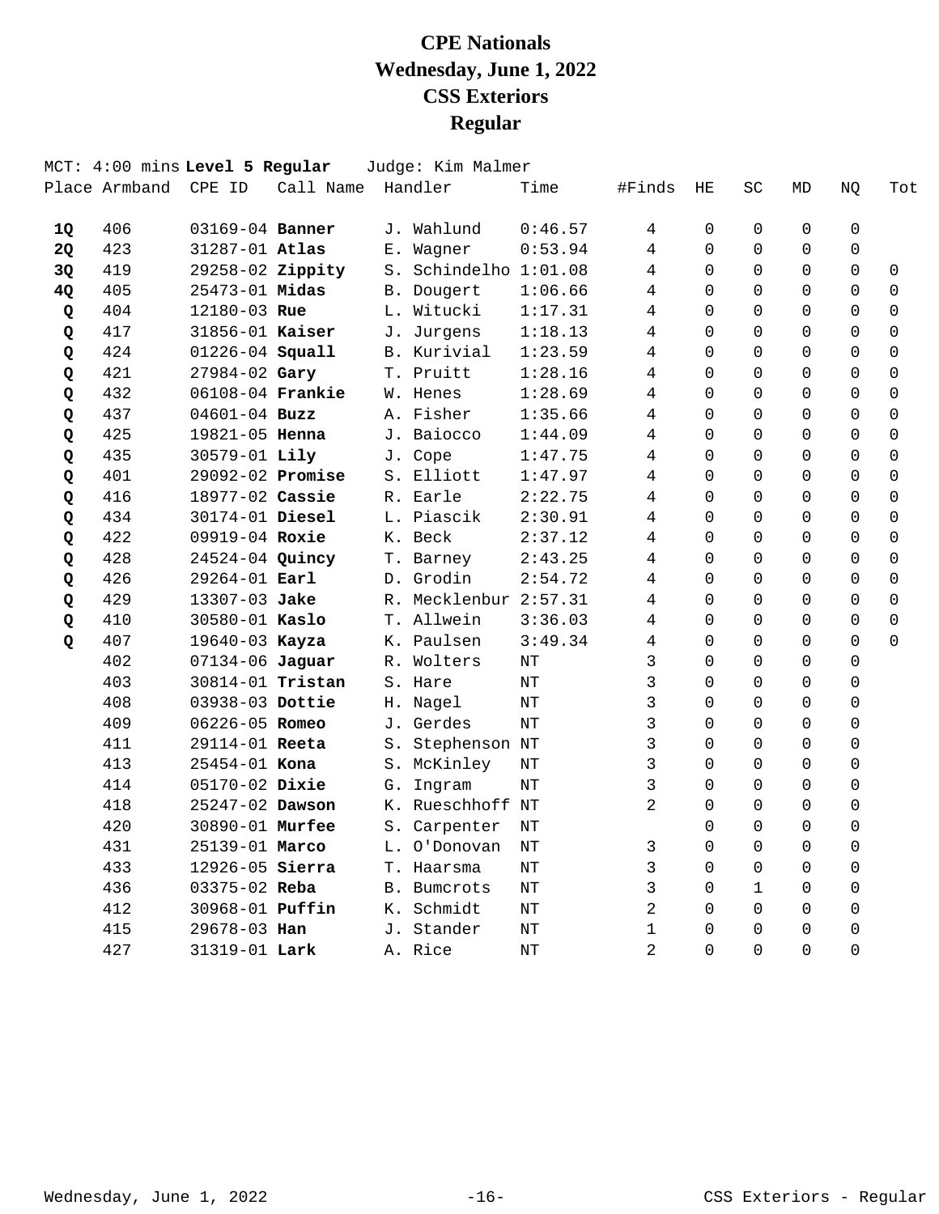# CPE Nationals
## Wednesday, June 1, 2022
## CSS Exteriors
## Regular

MCT: 4:00 mins **Level 5 Regular** Judge: Kim Malmer

| Place | Armband | CPE ID | Call Name | Handler | Time | #Finds | HE | SC | MD | NQ | Tot |
|---|---|---|---|---|---|---|---|---|---|---|---|
| **1Q** | 406 | 03169-04 | **Banner** | J. Wahlund | 0:46.57 | 4 | 0 | 0 | 0 | 0 | |
| **2Q** | 423 | 31287-01 | **Atlas** | E. Wagner | 0:53.94 | 4 | 0 | 0 | 0 | 0 | |
| **3Q** | 419 | 29258-02 | **Zippity** | S. Schindelho | 1:01.08 | 4 | 0 | 0 | 0 | 0 | 0 |
| **4Q** | 405 | 25473-01 | **Midas** | B. Dougert | 1:06.66 | 4 | 0 | 0 | 0 | 0 | 0 |
| **Q** | 404 | 12180-03 | **Rue** | L. Witucki | 1:17.31 | 4 | 0 | 0 | 0 | 0 | 0 |
| **Q** | 417 | 31856-01 | **Kaiser** | J. Jurgens | 1:18.13 | 4 | 0 | 0 | 0 | 0 | 0 |
| **Q** | 424 | 01226-04 | **Squall** | B. Kurivial | 1:23.59 | 4 | 0 | 0 | 0 | 0 | 0 |
| **Q** | 421 | 27984-02 | **Gary** | T. Pruitt | 1:28.16 | 4 | 0 | 0 | 0 | 0 | 0 |
| **Q** | 432 | 06108-04 | **Frankie** | W. Henes | 1:28.69 | 4 | 0 | 0 | 0 | 0 | 0 |
| **Q** | 437 | 04601-04 | **Buzz** | A. Fisher | 1:35.66 | 4 | 0 | 0 | 0 | 0 | 0 |
| **Q** | 425 | 19821-05 | **Henna** | J. Baiocco | 1:44.09 | 4 | 0 | 0 | 0 | 0 | 0 |
| **Q** | 435 | 30579-01 | **Lily** | J. Cope | 1:47.75 | 4 | 0 | 0 | 0 | 0 | 0 |
| **Q** | 401 | 29092-02 | **Promise** | S. Elliott | 1:47.97 | 4 | 0 | 0 | 0 | 0 | 0 |
| **Q** | 416 | 18977-02 | **Cassie** | R. Earle | 2:22.75 | 4 | 0 | 0 | 0 | 0 | 0 |
| **Q** | 434 | 30174-01 | **Diesel** | L. Piascik | 2:30.91 | 4 | 0 | 0 | 0 | 0 | 0 |
| **Q** | 422 | 09919-04 | **Roxie** | K. Beck | 2:37.12 | 4 | 0 | 0 | 0 | 0 | 0 |
| **Q** | 428 | 24524-04 | **Quincy** | T. Barney | 2:43.25 | 4 | 0 | 0 | 0 | 0 | 0 |
| **Q** | 426 | 29264-01 | **Earl** | D. Grodin | 2:54.72 | 4 | 0 | 0 | 0 | 0 | 0 |
| **Q** | 429 | 13307-03 | **Jake** | R. Mecklenbur | 2:57.31 | 4 | 0 | 0 | 0 | 0 | 0 |
| **Q** | 410 | 30580-01 | **Kaslo** | T. Allwein | 3:36.03 | 4 | 0 | 0 | 0 | 0 | 0 |
| **Q** | 407 | 19640-03 | **Kayza** | K. Paulsen | 3:49.34 | 4 | 0 | 0 | 0 | 0 | 0 |
| | 402 | 07134-06 | **Jaguar** | R. Wolters | NT | 3 | 0 | 0 | 0 | 0 | |
| | 403 | 30814-01 | **Tristan** | S. Hare | NT | 3 | 0 | 0 | 0 | 0 | |
| | 408 | 03938-03 | **Dottie** | H. Nagel | NT | 3 | 0 | 0 | 0 | 0 | |
| | 409 | 06226-05 | **Romeo** | J. Gerdes | NT | 3 | 0 | 0 | 0 | 0 | |
| | 411 | 29114-01 | **Reeta** | S. Stephenson | NT | 3 | 0 | 0 | 0 | 0 | |
| | 413 | 25454-01 | **Kona** | S. McKinley | NT | 3 | 0 | 0 | 0 | 0 | |
| | 414 | 05170-02 | **Dixie** | G. Ingram | NT | 3 | 0 | 0 | 0 | 0 | |
| | 418 | 25247-02 | **Dawson** | K. Rueschhoff | NT | 2 | 0 | 0 | 0 | 0 | |
| | 420 | 30890-01 | **Murfee** | S. Carpenter | NT | | 0 | 0 | 0 | 0 | |
| | 431 | 25139-01 | **Marco** | L. O'Donovan | NT | 3 | 0 | 0 | 0 | 0 | |
| | 433 | 12926-05 | **Sierra** | T. Haarsma | NT | 3 | 0 | 0 | 0 | 0 | |
| | 436 | 03375-02 | **Reba** | B. Bumcrots | NT | 3 | 0 | 1 | 0 | 0 | |
| | 412 | 30968-01 | **Puffin** | K. Schmidt | NT | 2 | 0 | 0 | 0 | 0 | |
| | 415 | 29678-03 | **Han** | J. Stander | NT | 1 | 0 | 0 | 0 | 0 | |
| | 427 | 31319-01 | **Lark** | A. Rice | NT | 2 | 0 | 0 | 0 | 0 | |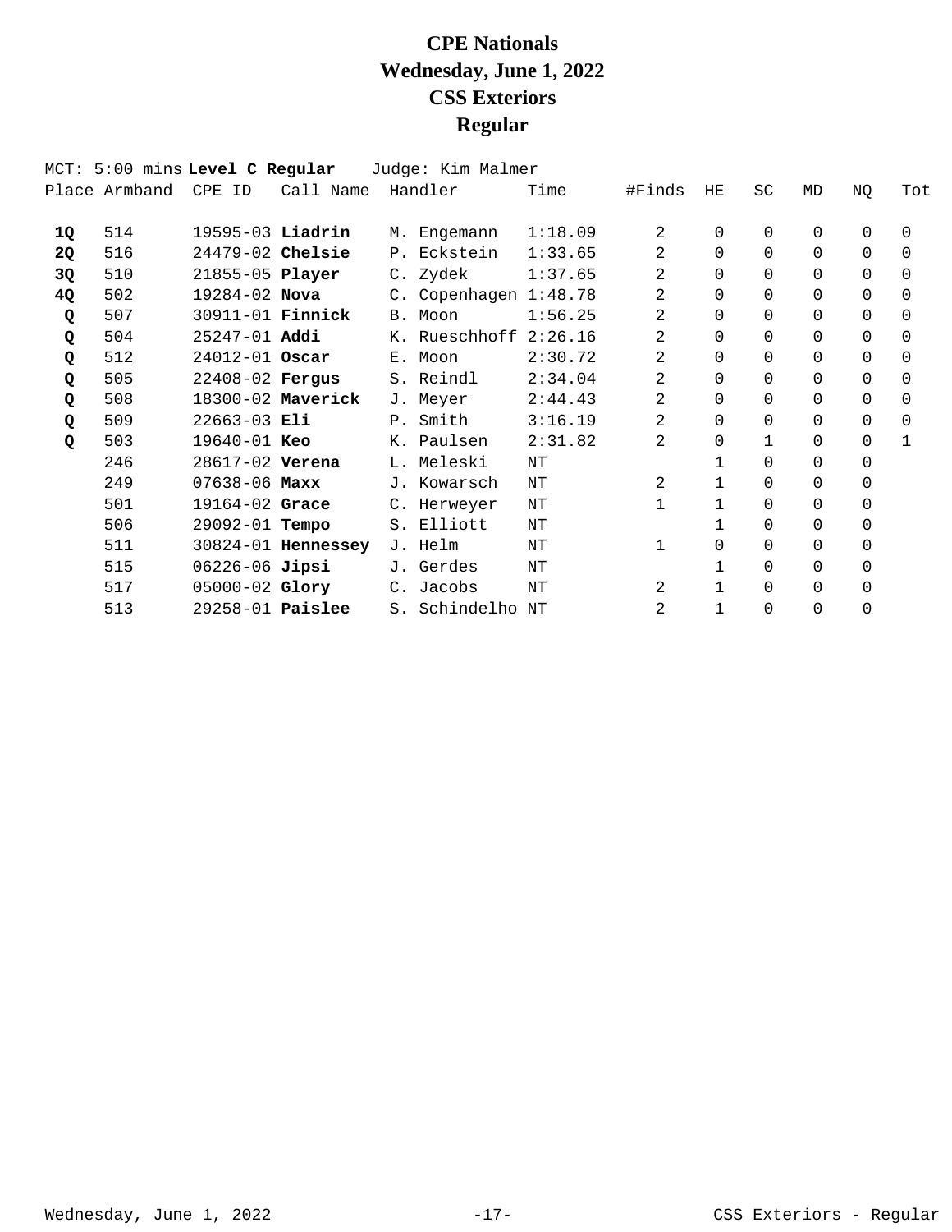# CPE Nationals
# Wednesday, June 1, 2022
# CSS Exteriors
# Regular

MCT: 5:00 mins **Level C Regular** Judge: Kim Malmer

| Place | Armband | CPE ID | Call Name | Handler | Time | #Finds | HE | SC | MD | NQ | Tot |
|---|---|---|---|---|---|---|---|---|---|---|---|
| **1Q** | 514 | 19595-03 | **Liadrin** | M. Engemann | 1:18.09 | 2 | 0 | 0 | 0 | 0 | 0 |
| **2Q** | 516 | 24479-02 | **Chelsie** | P. Eckstein | 1:33.65 | 2 | 0 | 0 | 0 | 0 | 0 |
| **3Q** | 510 | 21855-05 | **Player** | C. Zydek | 1:37.65 | 2 | 0 | 0 | 0 | 0 | 0 |
| **4Q** | 502 | 19284-02 | **Nova** | C. Copenhagen | 1:48.78 | 2 | 0 | 0 | 0 | 0 | 0 |
| **Q** | 507 | 30911-01 | **Finnick** | B. Moon | 1:56.25 | 2 | 0 | 0 | 0 | 0 | 0 |
| **Q** | 504 | 25247-01 | **Addi** | K. Rueschhoff | 2:26.16 | 2 | 0 | 0 | 0 | 0 | 0 |
| **Q** | 512 | 24012-01 | **Oscar** | E. Moon | 2:30.72 | 2 | 0 | 0 | 0 | 0 | 0 |
| **Q** | 505 | 22408-02 | **Fergus** | S. Reindl | 2:34.04 | 2 | 0 | 0 | 0 | 0 | 0 |
| **Q** | 508 | 18300-02 | **Maverick** | J. Meyer | 2:44.43 | 2 | 0 | 0 | 0 | 0 | 0 |
| **Q** | 509 | 22663-03 | **Eli** | P. Smith | 3:16.19 | 2 | 0 | 0 | 0 | 0 | 0 |
| **Q** | 503 | 19640-01 | **Keo** | K. Paulsen | 2:31.82 | 2 | 0 | 1 | 0 | 0 | 1 |
| | 246 | 28617-02 | **Verena** | L. Meleski | NT | | 1 | 0 | 0 | 0 | |
| | 249 | 07638-06 | **Maxx** | J. Kowarsch | NT | 2 | 1 | 0 | 0 | 0 | |
| | 501 | 19164-02 | **Grace** | C. Herweyer | NT | 1 | 1 | 0 | 0 | 0 | |
| | 506 | 29092-01 | **Tempo** | S. Elliott | NT | | 1 | 0 | 0 | 0 | |
| | 511 | 30824-01 | **Hennessey** | J. Helm | NT | 1 | 0 | 0 | 0 | 0 | |
| | 515 | 06226-06 | **Jipsi** | J. Gerdes | NT | | 1 | 0 | 0 | 0 | |
| | 517 | 05000-02 | **Glory** | C. Jacobs | NT | 2 | 1 | 0 | 0 | 0 | |
| | 513 | 29258-01 | **Paislee** | S. Schindelho | NT | 2 | 1 | 0 | 0 | 0 | |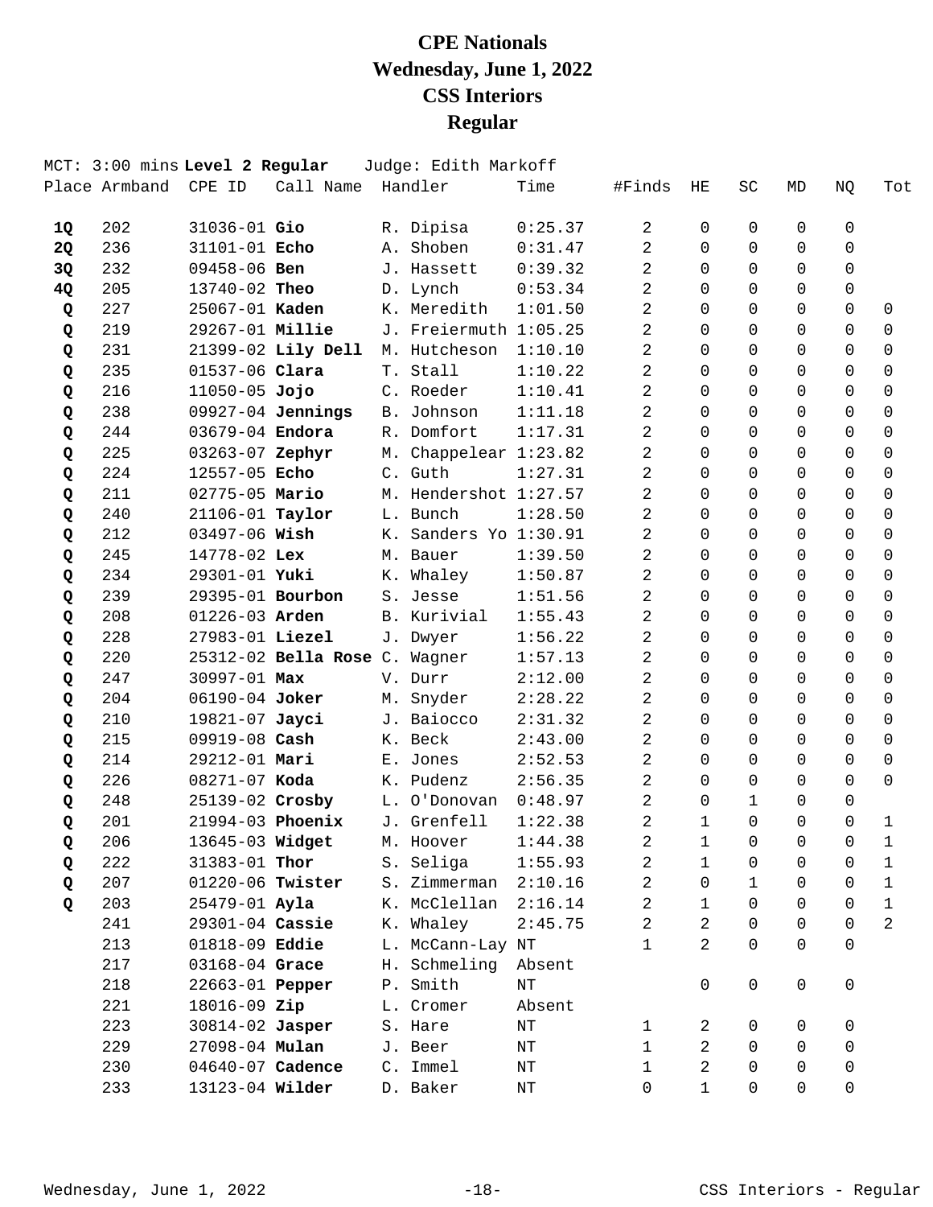# CPE Nationals
## Wednesday, June 1, 2022
## CSS Interiors
## Regular

MCT: 3:00 mins **Level 2 Regular** Judge: Edith Markoff

| Place | Armband | CPE ID | Call Name | Handler | Time | #Finds | HE | SC | MD | NQ | Tot |
|---|---|---|---|---|---|---|---|---|---|---|---|
| **1Q** | 202 | 31036-01 | **Gio** | R. Dipisa | 0:25.37 | 2 | 0 | 0 | 0 | 0 | |
| **2Q** | 236 | 31101-01 | **Echo** | A. Shoben | 0:31.47 | 2 | 0 | 0 | 0 | 0 | |
| **3Q** | 232 | 09458-06 | **Ben** | J. Hassett | 0:39.32 | 2 | 0 | 0 | 0 | 0 | |
| **4Q** | 205 | 13740-02 | **Theo** | D. Lynch | 0:53.34 | 2 | 0 | 0 | 0 | 0 | |
| **Q** | 227 | 25067-01 | **Kaden** | K. Meredith | 1:01.50 | 2 | 0 | 0 | 0 | 0 | 0 |
| **Q** | 219 | 29267-01 | **Millie** | J. Freiermuth | 1:05.25 | 2 | 0 | 0 | 0 | 0 | 0 |
| **Q** | 231 | 21399-02 | **Lily Dell** | M. Hutcheson | 1:10.10 | 2 | 0 | 0 | 0 | 0 | 0 |
| **Q** | 235 | 01537-06 | **Clara** | T. Stall | 1:10.22 | 2 | 0 | 0 | 0 | 0 | 0 |
| **Q** | 216 | 11050-05 | **Jojo** | C. Roeder | 1:10.41 | 2 | 0 | 0 | 0 | 0 | 0 |
| **Q** | 238 | 09927-04 | **Jennings** | B. Johnson | 1:11.18 | 2 | 0 | 0 | 0 | 0 | 0 |
| **Q** | 244 | 03679-04 | **Endora** | R. Domfort | 1:17.31 | 2 | 0 | 0 | 0 | 0 | 0 |
| **Q** | 225 | 03263-07 | **Zephyr** | M. Chappelear | 1:23.82 | 2 | 0 | 0 | 0 | 0 | 0 |
| **Q** | 224 | 12557-05 | **Echo** | C. Guth | 1:27.31 | 2 | 0 | 0 | 0 | 0 | 0 |
| **Q** | 211 | 02775-05 | **Mario** | M. Hendershot | 1:27.57 | 2 | 0 | 0 | 0 | 0 | 0 |
| **Q** | 240 | 21106-01 | **Taylor** | L. Bunch | 1:28.50 | 2 | 0 | 0 | 0 | 0 | 0 |
| **Q** | 212 | 03497-06 | **Wish** | K. Sanders Yo | 1:30.91 | 2 | 0 | 0 | 0 | 0 | 0 |
| **Q** | 245 | 14778-02 | **Lex** | M. Bauer | 1:39.50 | 2 | 0 | 0 | 0 | 0 | 0 |
| **Q** | 234 | 29301-01 | **Yuki** | K. Whaley | 1:50.87 | 2 | 0 | 0 | 0 | 0 | 0 |
| **Q** | 239 | 29395-01 | **Bourbon** | S. Jesse | 1:51.56 | 2 | 0 | 0 | 0 | 0 | 0 |
| **Q** | 208 | 01226-03 | **Arden** | B. Kurivial | 1:55.43 | 2 | 0 | 0 | 0 | 0 | 0 |
| **Q** | 228 | 27983-01 | **Liezel** | J. Dwyer | 1:56.22 | 2 | 0 | 0 | 0 | 0 | 0 |
| **Q** | 220 | 25312-02 | **Bella Rose** | C. Wagner | 1:57.13 | 2 | 0 | 0 | 0 | 0 | 0 |
| **Q** | 247 | 30997-01 | **Max** | V. Durr | 2:12.00 | 2 | 0 | 0 | 0 | 0 | 0 |
| **Q** | 204 | 06190-04 | **Joker** | M. Snyder | 2:28.22 | 2 | 0 | 0 | 0 | 0 | 0 |
| **Q** | 210 | 19821-07 | **Jayci** | J. Baiocco | 2:31.32 | 2 | 0 | 0 | 0 | 0 | 0 |
| **Q** | 215 | 09919-08 | **Cash** | K. Beck | 2:43.00 | 2 | 0 | 0 | 0 | 0 | 0 |
| **Q** | 214 | 29212-01 | **Mari** | E. Jones | 2:52.53 | 2 | 0 | 0 | 0 | 0 | 0 |
| **Q** | 226 | 08271-07 | **Koda** | K. Pudenz | 2:56.35 | 2 | 0 | 0 | 0 | 0 | 0 |
| **Q** | 248 | 25139-02 | **Crosby** | L. O'Donovan | 0:48.97 | 2 | 0 | 1 | 0 | 0 | |
| **Q** | 201 | 21994-03 | **Phoenix** | J. Grenfell | 1:22.38 | 2 | 1 | 0 | 0 | 0 | 1 |
| **Q** | 206 | 13645-03 | **Widget** | M. Hoover | 1:44.38 | 2 | 1 | 0 | 0 | 0 | 1 |
| **Q** | 222 | 31383-01 | **Thor** | S. Seliga | 1:55.93 | 2 | 1 | 0 | 0 | 0 | 1 |
| **Q** | 207 | 01220-06 | **Twister** | S. Zimmerman | 2:10.16 | 2 | 0 | 1 | 0 | 0 | 1 |
| **Q** | 203 | 25479-01 | **Ayla** | K. McClellan | 2:16.14 | 2 | 1 | 0 | 0 | 0 | 1 |
| | 241 | 29301-04 | **Cassie** | K. Whaley | 2:45.75 | 2 | 2 | 0 | 0 | 0 | 2 |
| | 213 | 01818-09 | **Eddie** | L. McCann-Lay | NT | 1 | 2 | 0 | 0 | 0 | |
| | 217 | 03168-04 | **Grace** | H. Schmeling | Absent | | | | | | |
| | 218 | 22663-01 | **Pepper** | P. Smith | NT | | 0 | 0 | 0 | 0 | |
| | 221 | 18016-09 | **Zip** | L. Cromer | Absent | | | | | | |
| | 223 | 30814-02 | **Jasper** | S. Hare | NT | 1 | 2 | 0 | 0 | 0 | |
| | 229 | 27098-04 | **Mulan** | J. Beer | NT | 1 | 2 | 0 | 0 | 0 | |
| | 230 | 04640-07 | **Cadence** | C. Immel | NT | 1 | 2 | 0 | 0 | 0 | |
| | 233 | 13123-04 | **Wilder** | D. Baker | NT | 0 | 1 | 0 | 0 | 0 | |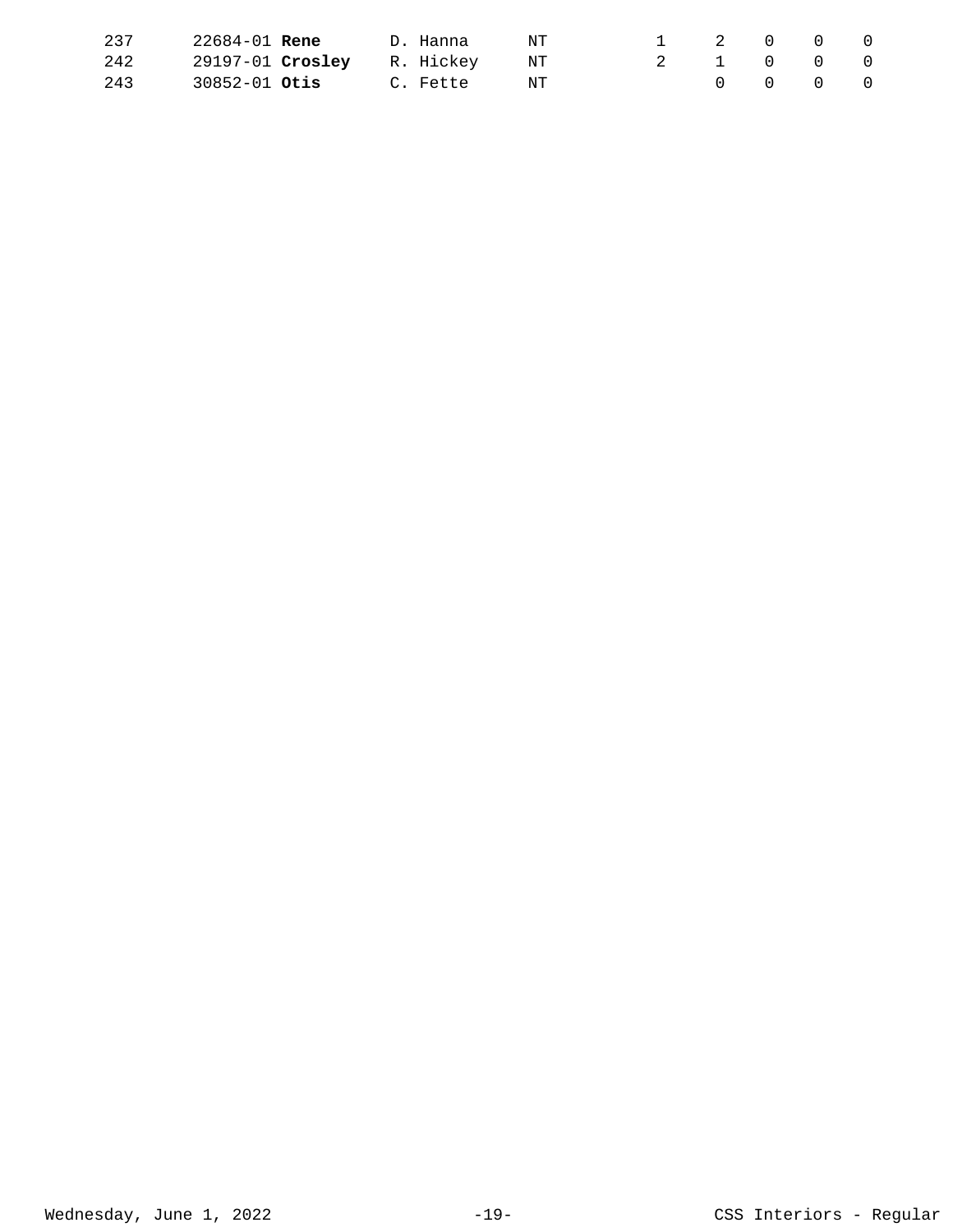| | | | | | | | | |
|---|---|---|---|---|---|---|---|---|
| 237 | 22684-01 **Rene** | D. Hanna | NT | 1 | 2 | 0 | 0 | 0 |
| 242 | 29197-01 **Crosley** | R. Hickey | NT | 2 | 1 | 0 | 0 | 0 |
| 243 | 30852-01 **Otis** | C. Fette | NT | | 0 | 0 | 0 | 0 |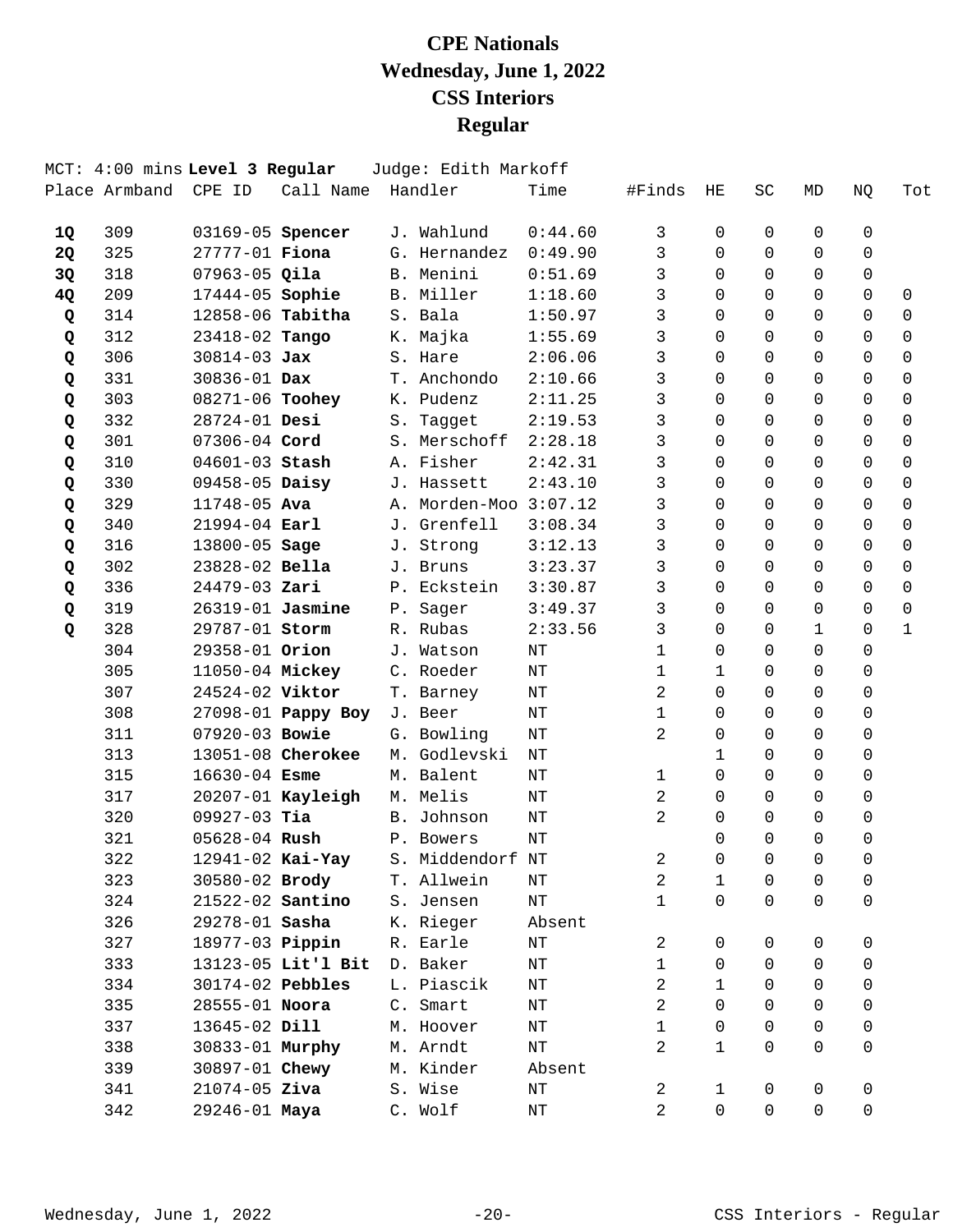# CPE Nationals
# Wednesday, June 1, 2022
# CSS Interiors
# Regular

MCT: 4:00 mins **Level 3 Regular** Judge: Edith Markoff

| Place | Armband | CPE ID | Call Name | Handler | Time | #Finds | HE | SC | MD | NQ | Tot |
|---|---|---|---|---|---|---|---|---|---|---|---|
| **1Q** | 309 | 03169-05 | **Spencer** | J. Wahlund | 0:44.60 | 3 | 0 | 0 | 0 | 0 | |
| **2Q** | 325 | 27777-01 | **Fiona** | G. Hernandez | 0:49.90 | 3 | 0 | 0 | 0 | 0 | |
| **3Q** | 318 | 07963-05 | **Qila** | B. Menini | 0:51.69 | 3 | 0 | 0 | 0 | 0 | |
| **4Q** | 209 | 17444-05 | **Sophie** | B. Miller | 1:18.60 | 3 | 0 | 0 | 0 | 0 | 0 |
| **Q** | 314 | 12858-06 | **Tabitha** | S. Bala | 1:50.97 | 3 | 0 | 0 | 0 | 0 | 0 |
| **Q** | 312 | 23418-02 | **Tango** | K. Majka | 1:55.69 | 3 | 0 | 0 | 0 | 0 | 0 |
| **Q** | 306 | 30814-03 | **Jax** | S. Hare | 2:06.06 | 3 | 0 | 0 | 0 | 0 | 0 |
| **Q** | 331 | 30836-01 | **Dax** | T. Anchondo | 2:10.66 | 3 | 0 | 0 | 0 | 0 | 0 |
| **Q** | 303 | 08271-06 | **Toohey** | K. Pudenz | 2:11.25 | 3 | 0 | 0 | 0 | 0 | 0 |
| **Q** | 332 | 28724-01 | **Desi** | S. Tagget | 2:19.53 | 3 | 0 | 0 | 0 | 0 | 0 |
| **Q** | 301 | 07306-04 | **Cord** | S. Merschoff | 2:28.18 | 3 | 0 | 0 | 0 | 0 | 0 |
| **Q** | 310 | 04601-03 | **Stash** | A. Fisher | 2:42.31 | 3 | 0 | 0 | 0 | 0 | 0 |
| **Q** | 330 | 09458-05 | **Daisy** | J. Hassett | 2:43.10 | 3 | 0 | 0 | 0 | 0 | 0 |
| **Q** | 329 | 11748-05 | **Ava** | A. Morden-Moo | 3:07.12 | 3 | 0 | 0 | 0 | 0 | 0 |
| **Q** | 340 | 21994-04 | **Earl** | J. Grenfell | 3:08.34 | 3 | 0 | 0 | 0 | 0 | 0 |
| **Q** | 316 | 13800-05 | **Sage** | J. Strong | 3:12.13 | 3 | 0 | 0 | 0 | 0 | 0 |
| **Q** | 302 | 23828-02 | **Bella** | J. Bruns | 3:23.37 | 3 | 0 | 0 | 0 | 0 | 0 |
| **Q** | 336 | 24479-03 | **Zari** | P. Eckstein | 3:30.87 | 3 | 0 | 0 | 0 | 0 | 0 |
| **Q** | 319 | 26319-01 | **Jasmine** | P. Sager | 3:49.37 | 3 | 0 | 0 | 0 | 0 | 0 |
| **Q** | 328 | 29787-01 | **Storm** | R. Rubas | 2:33.56 | 3 | 0 | 0 | 1 | 0 | 1 |
| | 304 | 29358-01 | **Orion** | J. Watson | NT | 1 | 0 | 0 | 0 | 0 | |
| | 305 | 11050-04 | **Mickey** | C. Roeder | NT | 1 | 1 | 0 | 0 | 0 | |
| | 307 | 24524-02 | **Viktor** | T. Barney | NT | 2 | 0 | 0 | 0 | 0 | |
| | 308 | 27098-01 | **Pappy Boy** | J. Beer | NT | 1 | 0 | 0 | 0 | 0 | |
| | 311 | 07920-03 | **Bowie** | G. Bowling | NT | 2 | 0 | 0 | 0 | 0 | |
| | 313 | 13051-08 | **Cherokee** | M. Godlevski | NT | | 1 | 0 | 0 | 0 | |
| | 315 | 16630-04 | **Esme** | M. Balent | NT | 1 | 0 | 0 | 0 | 0 | |
| | 317 | 20207-01 | **Kayleigh** | M. Melis | NT | 2 | 0 | 0 | 0 | 0 | |
| | 320 | 09927-03 | **Tia** | B. Johnson | NT | 2 | 0 | 0 | 0 | 0 | |
| | 321 | 05628-04 | **Rush** | P. Bowers | NT | | 0 | 0 | 0 | 0 | |
| | 322 | 12941-02 | **Kai-Yay** | S. Middendorf | NT | 2 | 0 | 0 | 0 | 0 | |
| | 323 | 30580-02 | **Brody** | T. Allwein | NT | 2 | 1 | 0 | 0 | 0 | |
| | 324 | 21522-02 | **Santino** | S. Jensen | NT | 1 | 0 | 0 | 0 | 0 | |
| | 326 | 29278-01 | **Sasha** | K. Rieger | Absent | | | | | | |
| | 327 | 18977-03 | **Pippin** | R. Earle | NT | 2 | 0 | 0 | 0 | 0 | |
| | 333 | 13123-05 | **Lit'l Bit** | D. Baker | NT | 1 | 0 | 0 | 0 | 0 | |
| | 334 | 30174-02 | **Pebbles** | L. Piascik | NT | 2 | 1 | 0 | 0 | 0 | |
| | 335 | 28555-01 | **Noora** | C. Smart | NT | 2 | 0 | 0 | 0 | 0 | |
| | 337 | 13645-02 | **Dill** | M. Hoover | NT | 1 | 0 | 0 | 0 | 0 | |
| | 338 | 30833-01 | **Murphy** | M. Arndt | NT | 2 | 1 | 0 | 0 | 0 | |
| | 339 | 30897-01 | **Chewy** | M. Kinder | Absent | | | | | | |
| | 341 | 21074-05 | **Ziva** | S. Wise | NT | 2 | 1 | 0 | 0 | 0 | |
| | 342 | 29246-01 | **Maya** | C. Wolf | NT | 2 | 0 | 0 | 0 | 0 | |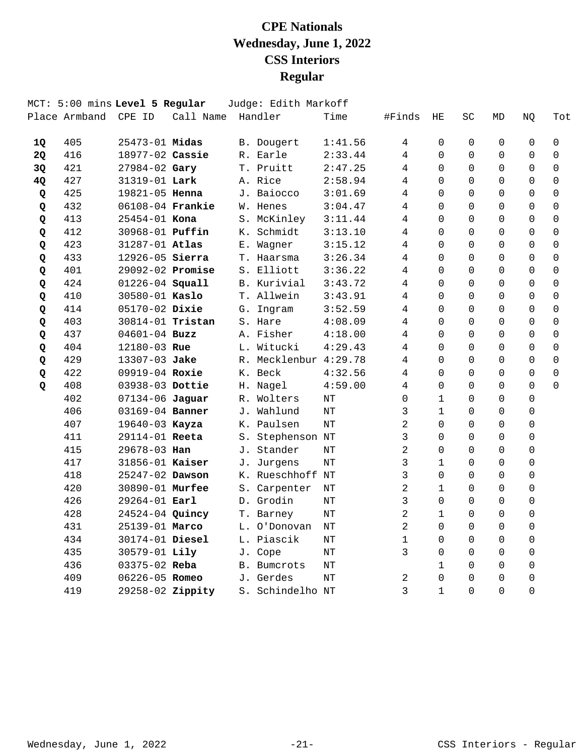# CPE Nationals
# Wednesday, June 1, 2022
# CSS Interiors
# Regular

MCT: 5:00 mins **Level 5 Regular** Judge: Edith Markoff

| Place | Armband | CPE ID | Call Name | Handler | Time | #Finds | HE | SC | MD | NQ | Tot |
|---|---|---|---|---|---|---|---|---|---|---|---|
| **1Q** | 405 | 25473-01 | **Midas** | B. Dougert | 1:41.56 | 4 | 0 | 0 | 0 | 0 | 0 |
| **2Q** | 416 | 18977-02 | **Cassie** | R. Earle | 2:33.44 | 4 | 0 | 0 | 0 | 0 | 0 |
| **3Q** | 421 | 27984-02 | **Gary** | T. Pruitt | 2:47.25 | 4 | 0 | 0 | 0 | 0 | 0 |
| **4Q** | 427 | 31319-01 | **Lark** | A. Rice | 2:58.94 | 4 | 0 | 0 | 0 | 0 | 0 |
| **Q** | 425 | 19821-05 | **Henna** | J. Baiocco | 3:01.69 | 4 | 0 | 0 | 0 | 0 | 0 |
| **Q** | 432 | 06108-04 | **Frankie** | W. Henes | 3:04.47 | 4 | 0 | 0 | 0 | 0 | 0 |
| **Q** | 413 | 25454-01 | **Kona** | S. McKinley | 3:11.44 | 4 | 0 | 0 | 0 | 0 | 0 |
| **Q** | 412 | 30968-01 | **Puffin** | K. Schmidt | 3:13.10 | 4 | 0 | 0 | 0 | 0 | 0 |
| **Q** | 423 | 31287-01 | **Atlas** | E. Wagner | 3:15.12 | 4 | 0 | 0 | 0 | 0 | 0 |
| **Q** | 433 | 12926-05 | **Sierra** | T. Haarsma | 3:26.34 | 4 | 0 | 0 | 0 | 0 | 0 |
| **Q** | 401 | 29092-02 | **Promise** | S. Elliott | 3:36.22 | 4 | 0 | 0 | 0 | 0 | 0 |
| **Q** | 424 | 01226-04 | **Squall** | B. Kurivial | 3:43.72 | 4 | 0 | 0 | 0 | 0 | 0 |
| **Q** | 410 | 30580-01 | **Kaslo** | T. Allwein | 3:43.91 | 4 | 0 | 0 | 0 | 0 | 0 |
| **Q** | 414 | 05170-02 | **Dixie** | G. Ingram | 3:52.59 | 4 | 0 | 0 | 0 | 0 | 0 |
| **Q** | 403 | 30814-01 | **Tristan** | S. Hare | 4:08.09 | 4 | 0 | 0 | 0 | 0 | 0 |
| **Q** | 437 | 04601-04 | **Buzz** | A. Fisher | 4:18.00 | 4 | 0 | 0 | 0 | 0 | 0 |
| **Q** | 404 | 12180-03 | **Rue** | L. Witucki | 4:29.43 | 4 | 0 | 0 | 0 | 0 | 0 |
| **Q** | 429 | 13307-03 | **Jake** | R. Mecklenbur | 4:29.78 | 4 | 0 | 0 | 0 | 0 | 0 |
| **Q** | 422 | 09919-04 | **Roxie** | K. Beck | 4:32.56 | 4 | 0 | 0 | 0 | 0 | 0 |
| **Q** | 408 | 03938-03 | **Dottie** | H. Nagel | 4:59.00 | 4 | 0 | 0 | 0 | 0 | 0 |
| | 402 | 07134-06 | **Jaguar** | R. Wolters | NT | 0 | 1 | 0 | 0 | 0 | |
| | 406 | 03169-04 | **Banner** | J. Wahlund | NT | 3 | 1 | 0 | 0 | 0 | |
| | 407 | 19640-03 | **Kayza** | K. Paulsen | NT | 2 | 0 | 0 | 0 | 0 | |
| | 411 | 29114-01 | **Reeta** | S. Stephenson | NT | 3 | 0 | 0 | 0 | 0 | |
| | 415 | 29678-03 | **Han** | J. Stander | NT | 2 | 0 | 0 | 0 | 0 | |
| | 417 | 31856-01 | **Kaiser** | J. Jurgens | NT | 3 | 1 | 0 | 0 | 0 | |
| | 418 | 25247-02 | **Dawson** | K. Rueschhoff | NT | 3 | 0 | 0 | 0 | 0 | |
| | 420 | 30890-01 | **Murfee** | S. Carpenter | NT | 2 | 1 | 0 | 0 | 0 | |
| | 426 | 29264-01 | **Earl** | D. Grodin | NT | 3 | 0 | 0 | 0 | 0 | |
| | 428 | 24524-04 | **Quincy** | T. Barney | NT | 2 | 1 | 0 | 0 | 0 | |
| | 431 | 25139-01 | **Marco** | L. O'Donovan | NT | 2 | 0 | 0 | 0 | 0 | |
| | 434 | 30174-01 | **Diesel** | L. Piascik | NT | 1 | 0 | 0 | 0 | 0 | |
| | 435 | 30579-01 | **Lily** | J. Cope | NT | 3 | 0 | 0 | 0 | 0 | |
| | 436 | 03375-02 | **Reba** | B. Bumcrots | NT | | 1 | 0 | 0 | 0 | |
| | 409 | 06226-05 | **Romeo** | J. Gerdes | NT | 2 | 0 | 0 | 0 | 0 | |
| | 419 | 29258-02 | **Zippity** | S. Schindelho | NT | 3 | 1 | 0 | 0 | 0 | |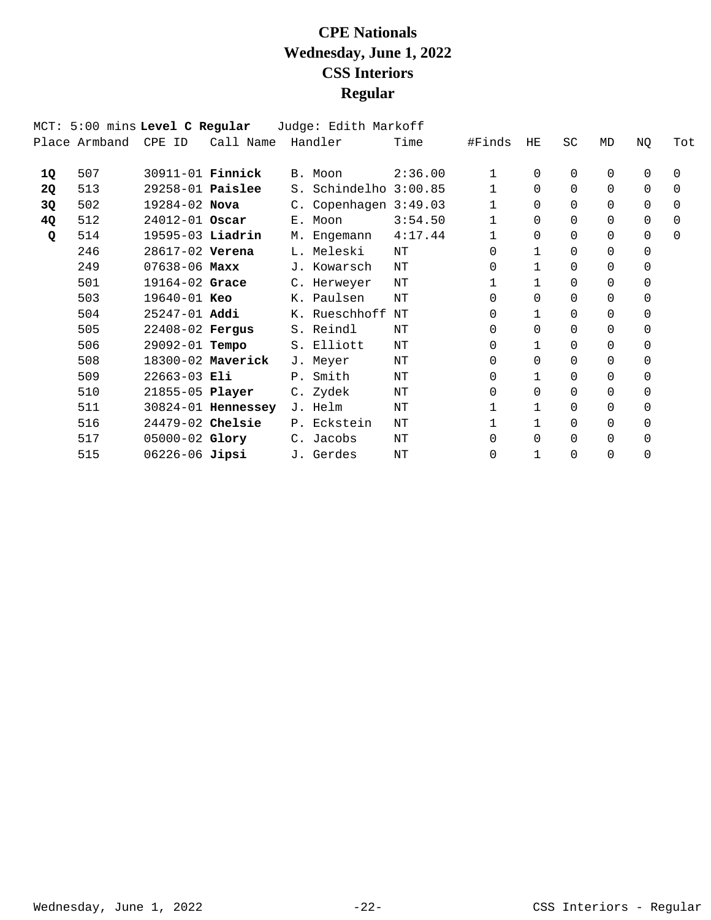# CPE Nationals
# Wednesday, June 1, 2022
# CSS Interiors
# Regular

MCT: 5:00 mins **Level C Regular** Judge: Edith Markoff

| Place | Armband | CPE ID | Call Name | Handler | Time | #Finds | HE | SC | MD | NQ | Tot |
|---|---|---|---|---|---|---|---|---|---|---|---|
| **1Q** | 507 | 30911-01 | **Finnick** | B. Moon | 2:36.00 | 1 | 0 | 0 | 0 | 0 | 0 |
| **2Q** | 513 | 29258-01 | **Paislee** | S. Schindelho | 3:00.85 | 1 | 0 | 0 | 0 | 0 | 0 |
| **3Q** | 502 | 19284-02 | **Nova** | C. Copenhagen | 3:49.03 | 1 | 0 | 0 | 0 | 0 | 0 |
| **4Q** | 512 | 24012-01 | **Oscar** | E. Moon | 3:54.50 | 1 | 0 | 0 | 0 | 0 | 0 |
| **Q** | 514 | 19595-03 | **Liadrin** | M. Engemann | 4:17.44 | 1 | 0 | 0 | 0 | 0 | 0 |
| | 246 | 28617-02 | **Verena** | L. Meleski | NT | 0 | 1 | 0 | 0 | 0 | |
| | 249 | 07638-06 | **Maxx** | J. Kowarsch | NT | 0 | 1 | 0 | 0 | 0 | |
| | 501 | 19164-02 | **Grace** | C. Herweyer | NT | 1 | 1 | 0 | 0 | 0 | |
| | 503 | 19640-01 | **Keo** | K. Paulsen | NT | 0 | 0 | 0 | 0 | 0 | |
| | 504 | 25247-01 | **Addi** | K. Rueschhoff | NT | 0 | 1 | 0 | 0 | 0 | |
| | 505 | 22408-02 | **Fergus** | S. Reindl | NT | 0 | 0 | 0 | 0 | 0 | |
| | 506 | 29092-01 | **Tempo** | S. Elliott | NT | 0 | 1 | 0 | 0 | 0 | |
| | 508 | 18300-02 | **Maverick** | J. Meyer | NT | 0 | 0 | 0 | 0 | 0 | |
| | 509 | 22663-03 | **Eli** | P. Smith | NT | 0 | 1 | 0 | 0 | 0 | |
| | 510 | 21855-05 | **Player** | C. Zydek | NT | 0 | 0 | 0 | 0 | 0 | |
| | 511 | 30824-01 | **Hennessey** | J. Helm | NT | 1 | 1 | 0 | 0 | 0 | |
| | 516 | 24479-02 | **Chelsie** | P. Eckstein | NT | 1 | 1 | 0 | 0 | 0 | |
| | 517 | 05000-02 | **Glory** | C. Jacobs | NT | 0 | 0 | 0 | 0 | 0 | |
| | 515 | 06226-06 | **Jipsi** | J. Gerdes | NT | 0 | 1 | 0 | 0 | 0 | |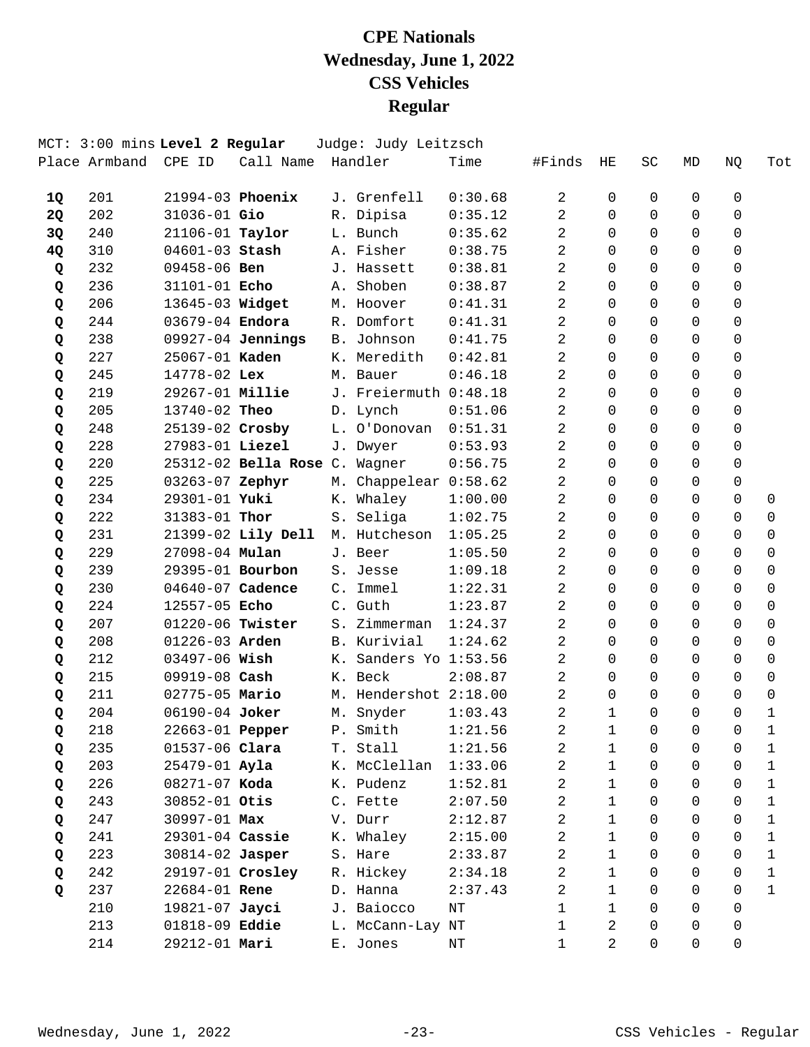# CPE Nationals
# Wednesday, June 1, 2022
# CSS Vehicles
# Regular

MCT: 3:00 mins **Level 2 Regular** Judge: Judy Leitzsch

| Place | Armband | CPE ID | Call Name | Handler | Time | #Finds | HE | SC | MD | NQ | Tot |
|---|---|---|---|---|---|---|---|---|---|---|---|
| **1Q** | 201 | 21994-03 | **Phoenix** | J. Grenfell | 0:30.68 | 2 | 0 | 0 | 0 | 0 | |
| **2Q** | 202 | 31036-01 | **Gio** | R. Dipisa | 0:35.12 | 2 | 0 | 0 | 0 | 0 | |
| **3Q** | 240 | 21106-01 | **Taylor** | L. Bunch | 0:35.62 | 2 | 0 | 0 | 0 | 0 | |
| **4Q** | 310 | 04601-03 | **Stash** | A. Fisher | 0:38.75 | 2 | 0 | 0 | 0 | 0 | |
| **Q** | 232 | 09458-06 | **Ben** | J. Hassett | 0:38.81 | 2 | 0 | 0 | 0 | 0 | |
| **Q** | 236 | 31101-01 | **Echo** | A. Shoben | 0:38.87 | 2 | 0 | 0 | 0 | 0 | |
| **Q** | 206 | 13645-03 | **Widget** | M. Hoover | 0:41.31 | 2 | 0 | 0 | 0 | 0 | |
| **Q** | 244 | 03679-04 | **Endora** | R. Domfort | 0:41.31 | 2 | 0 | 0 | 0 | 0 | |
| **Q** | 238 | 09927-04 | **Jennings** | B. Johnson | 0:41.75 | 2 | 0 | 0 | 0 | 0 | |
| **Q** | 227 | 25067-01 | **Kaden** | K. Meredith | 0:42.81 | 2 | 0 | 0 | 0 | 0 | |
| **Q** | 245 | 14778-02 | **Lex** | M. Bauer | 0:46.18 | 2 | 0 | 0 | 0 | 0 | |
| **Q** | 219 | 29267-01 | **Millie** | J. Freiermuth | 0:48.18 | 2 | 0 | 0 | 0 | 0 | |
| **Q** | 205 | 13740-02 | **Theo** | D. Lynch | 0:51.06 | 2 | 0 | 0 | 0 | 0 | |
| **Q** | 248 | 25139-02 | **Crosby** | L. O'Donovan | 0:51.31 | 2 | 0 | 0 | 0 | 0 | |
| **Q** | 228 | 27983-01 | **Liezel** | J. Dwyer | 0:53.93 | 2 | 0 | 0 | 0 | 0 | |
| **Q** | 220 | 25312-02 | **Bella Rose** | C. Wagner | 0:56.75 | 2 | 0 | 0 | 0 | 0 | |
| **Q** | 225 | 03263-07 | **Zephyr** | M. Chappelear | 0:58.62 | 2 | 0 | 0 | 0 | 0 | |
| **Q** | 234 | 29301-01 | **Yuki** | K. Whaley | 1:00.00 | 2 | 0 | 0 | 0 | 0 | 0 |
| **Q** | 222 | 31383-01 | **Thor** | S. Seliga | 1:02.75 | 2 | 0 | 0 | 0 | 0 | 0 |
| **Q** | 231 | 21399-02 | **Lily Dell** | M. Hutcheson | 1:05.25 | 2 | 0 | 0 | 0 | 0 | 0 |
| **Q** | 229 | 27098-04 | **Mulan** | J. Beer | 1:05.50 | 2 | 0 | 0 | 0 | 0 | 0 |
| **Q** | 239 | 29395-01 | **Bourbon** | S. Jesse | 1:09.18 | 2 | 0 | 0 | 0 | 0 | 0 |
| **Q** | 230 | 04640-07 | **Cadence** | C. Immel | 1:22.31 | 2 | 0 | 0 | 0 | 0 | 0 |
| **Q** | 224 | 12557-05 | **Echo** | C. Guth | 1:23.87 | 2 | 0 | 0 | 0 | 0 | 0 |
| **Q** | 207 | 01220-06 | **Twister** | S. Zimmerman | 1:24.37 | 2 | 0 | 0 | 0 | 0 | 0 |
| **Q** | 208 | 01226-03 | **Arden** | B. Kurivial | 1:24.62 | 2 | 0 | 0 | 0 | 0 | 0 |
| **Q** | 212 | 03497-06 | **Wish** | K. Sanders Yo | 1:53.56 | 2 | 0 | 0 | 0 | 0 | 0 |
| **Q** | 215 | 09919-08 | **Cash** | K. Beck | 2:08.87 | 2 | 0 | 0 | 0 | 0 | 0 |
| **Q** | 211 | 02775-05 | **Mario** | M. Hendershot | 2:18.00 | 2 | 0 | 0 | 0 | 0 | 0 |
| **Q** | 204 | 06190-04 | **Joker** | M. Snyder | 1:03.43 | 2 | 1 | 0 | 0 | 0 | 1 |
| **Q** | 218 | 22663-01 | **Pepper** | P. Smith | 1:21.56 | 2 | 1 | 0 | 0 | 0 | 1 |
| **Q** | 235 | 01537-06 | **Clara** | T. Stall | 1:21.56 | 2 | 1 | 0 | 0 | 0 | 1 |
| **Q** | 203 | 25479-01 | **Ayla** | K. McClellan | 1:33.06 | 2 | 1 | 0 | 0 | 0 | 1 |
| **Q** | 226 | 08271-07 | **Koda** | K. Pudenz | 1:52.81 | 2 | 1 | 0 | 0 | 0 | 1 |
| **Q** | 243 | 30852-01 | **Otis** | C. Fette | 2:07.50 | 2 | 1 | 0 | 0 | 0 | 1 |
| **Q** | 247 | 30997-01 | **Max** | V. Durr | 2:12.87 | 2 | 1 | 0 | 0 | 0 | 1 |
| **Q** | 241 | 29301-04 | **Cassie** | K. Whaley | 2:15.00 | 2 | 1 | 0 | 0 | 0 | 1 |
| **Q** | 223 | 30814-02 | **Jasper** | S. Hare | 2:33.87 | 2 | 1 | 0 | 0 | 0 | 1 |
| **Q** | 242 | 29197-01 | **Crosley** | R. Hickey | 2:34.18 | 2 | 1 | 0 | 0 | 0 | 1 |
| **Q** | 237 | 22684-01 | **Rene** | D. Hanna | 2:37.43 | 2 | 1 | 0 | 0 | 0 | 1 |
| | 210 | 19821-07 | **Jayci** | J. Baiocco | NT | 1 | 1 | 0 | 0 | 0 | |
| | 213 | 01818-09 | **Eddie** | L. McCann-Lay | NT | 1 | 2 | 0 | 0 | 0 | |
| | 214 | 29212-01 | **Mari** | E. Jones | NT | 1 | 2 | 0 | 0 | 0 | |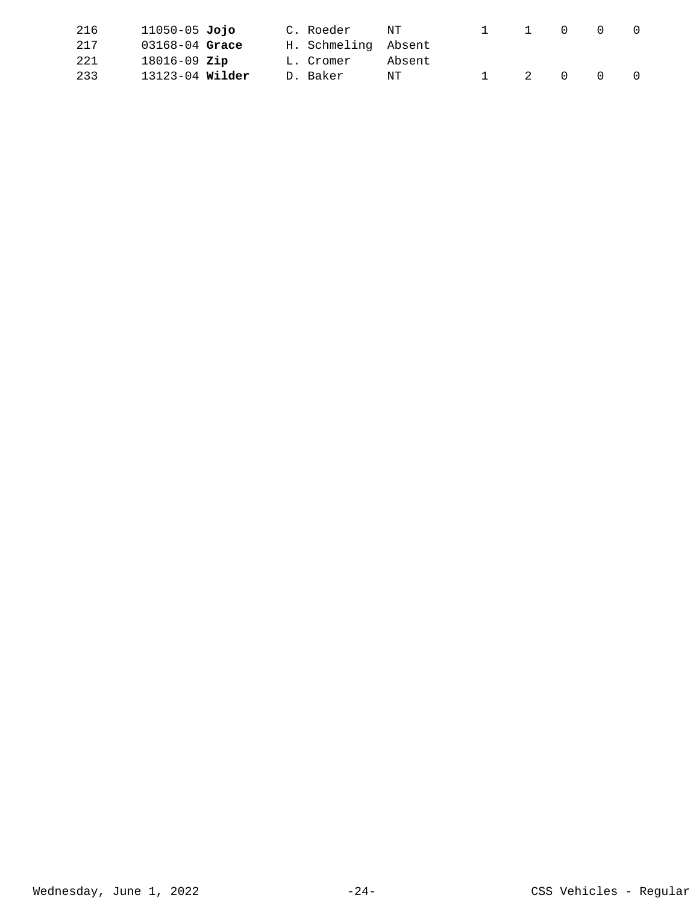| | | | | | | | | | |
|---|---|---|---|---|---|---|---|---|---|
| 216 | 11050-05 **Jojo** | C. Roeder | NT | | 1 | 1 | 0 | 0 | 0 |
| 217 | 03168-04 **Grace** | H. Schmeling | Absent | | | | | | |
| 221 | 18016-09 **Zip** | L. Cromer | Absent | | | | | | |
| 233 | 13123-04 **Wilder** | D. Baker | NT | | 1 | 2 | 0 | 0 | 0 |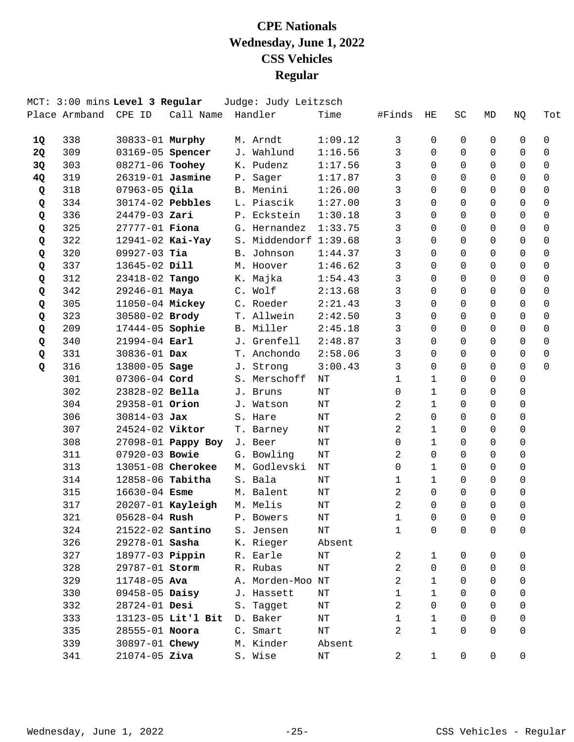# CPE Nationals
# Wednesday, June 1, 2022
# CSS Vehicles
# Regular

MCT: 3:00 mins **Level 3 Regular** Judge: Judy Leitzsch

| Place | Armband | CPE ID | Call Name | Handler | Time | #Finds | HE | SC | MD | NQ | Tot |
|---|---|---|---|---|---|---|---|---|---|---|---|
| **1Q** | 338 | 30833-01 | **Murphy** | M. Arndt | 1:09.12 | 3 | 0 | 0 | 0 | 0 | 0 |
| **2Q** | 309 | 03169-05 | **Spencer** | J. Wahlund | 1:16.56 | 3 | 0 | 0 | 0 | 0 | 0 |
| **3Q** | 303 | 08271-06 | **Toohey** | K. Pudenz | 1:17.56 | 3 | 0 | 0 | 0 | 0 | 0 |
| **4Q** | 319 | 26319-01 | **Jasmine** | P. Sager | 1:17.87 | 3 | 0 | 0 | 0 | 0 | 0 |
| **Q** | 318 | 07963-05 | **Qila** | B. Menini | 1:26.00 | 3 | 0 | 0 | 0 | 0 | 0 |
| **Q** | 334 | 30174-02 | **Pebbles** | L. Piascik | 1:27.00 | 3 | 0 | 0 | 0 | 0 | 0 |
| **Q** | 336 | 24479-03 | **Zari** | P. Eckstein | 1:30.18 | 3 | 0 | 0 | 0 | 0 | 0 |
| **Q** | 325 | 27777-01 | **Fiona** | G. Hernandez | 1:33.75 | 3 | 0 | 0 | 0 | 0 | 0 |
| **Q** | 322 | 12941-02 | **Kai-Yay** | S. Middendorf | 1:39.68 | 3 | 0 | 0 | 0 | 0 | 0 |
| **Q** | 320 | 09927-03 | **Tia** | B. Johnson | 1:44.37 | 3 | 0 | 0 | 0 | 0 | 0 |
| **Q** | 337 | 13645-02 | **Dill** | M. Hoover | 1:46.62 | 3 | 0 | 0 | 0 | 0 | 0 |
| **Q** | 312 | 23418-02 | **Tango** | K. Majka | 1:54.43 | 3 | 0 | 0 | 0 | 0 | 0 |
| **Q** | 342 | 29246-01 | **Maya** | C. Wolf | 2:13.68 | 3 | 0 | 0 | 0 | 0 | 0 |
| **Q** | 305 | 11050-04 | **Mickey** | C. Roeder | 2:21.43 | 3 | 0 | 0 | 0 | 0 | 0 |
| **Q** | 323 | 30580-02 | **Brody** | T. Allwein | 2:42.50 | 3 | 0 | 0 | 0 | 0 | 0 |
| **Q** | 209 | 17444-05 | **Sophie** | B. Miller | 2:45.18 | 3 | 0 | 0 | 0 | 0 | 0 |
| **Q** | 340 | 21994-04 | **Earl** | J. Grenfell | 2:48.87 | 3 | 0 | 0 | 0 | 0 | 0 |
| **Q** | 331 | 30836-01 | **Dax** | T. Anchondo | 2:58.06 | 3 | 0 | 0 | 0 | 0 | 0 |
| **Q** | 316 | 13800-05 | **Sage** | J. Strong | 3:00.43 | 3 | 0 | 0 | 0 | 0 | 0 |
| | 301 | 07306-04 | **Cord** | S. Merschoff | NT | 1 | 1 | 0 | 0 | 0 | |
| | 302 | 23828-02 | **Bella** | J. Bruns | NT | 0 | 1 | 0 | 0 | 0 | |
| | 304 | 29358-01 | **Orion** | J. Watson | NT | 2 | 1 | 0 | 0 | 0 | |
| | 306 | 30814-03 | **Jax** | S. Hare | NT | 2 | 0 | 0 | 0 | 0 | |
| | 307 | 24524-02 | **Viktor** | T. Barney | NT | 2 | 1 | 0 | 0 | 0 | |
| | 308 | 27098-01 | **Pappy Boy** | J. Beer | NT | 0 | 1 | 0 | 0 | 0 | |
| | 311 | 07920-03 | **Bowie** | G. Bowling | NT | 2 | 0 | 0 | 0 | 0 | |
| | 313 | 13051-08 | **Cherokee** | M. Godlevski | NT | 0 | 1 | 0 | 0 | 0 | |
| | 314 | 12858-06 | **Tabitha** | S. Bala | NT | 1 | 1 | 0 | 0 | 0 | |
| | 315 | 16630-04 | **Esme** | M. Balent | NT | 2 | 0 | 0 | 0 | 0 | |
| | 317 | 20207-01 | **Kayleigh** | M. Melis | NT | 2 | 0 | 0 | 0 | 0 | |
| | 321 | 05628-04 | **Rush** | P. Bowers | NT | 1 | 0 | 0 | 0 | 0 | |
| | 324 | 21522-02 | **Santino** | S. Jensen | NT | 1 | 0 | 0 | 0 | 0 | |
| | 326 | 29278-01 | **Sasha** | K. Rieger | Absent | | | | | | |
| | 327 | 18977-03 | **Pippin** | R. Earle | NT | 2 | 1 | 0 | 0 | 0 | |
| | 328 | 29787-01 | **Storm** | R. Rubas | NT | 2 | 0 | 0 | 0 | 0 | |
| | 329 | 11748-05 | **Ava** | A. Morden-Moo | NT | 2 | 1 | 0 | 0 | 0 | |
| | 330 | 09458-05 | **Daisy** | J. Hassett | NT | 1 | 1 | 0 | 0 | 0 | |
| | 332 | 28724-01 | **Desi** | S. Tagget | NT | 2 | 0 | 0 | 0 | 0 | |
| | 333 | 13123-05 | **Lit'l Bit** | D. Baker | NT | 1 | 1 | 0 | 0 | 0 | |
| | 335 | 28555-01 | **Noora** | C. Smart | NT | 2 | 1 | 0 | 0 | 0 | |
| | 339 | 30897-01 | **Chewy** | M. Kinder | Absent | | | | | | |
| | 341 | 21074-05 | **Ziva** | S. Wise | NT | 2 | 1 | 0 | 0 | 0 | |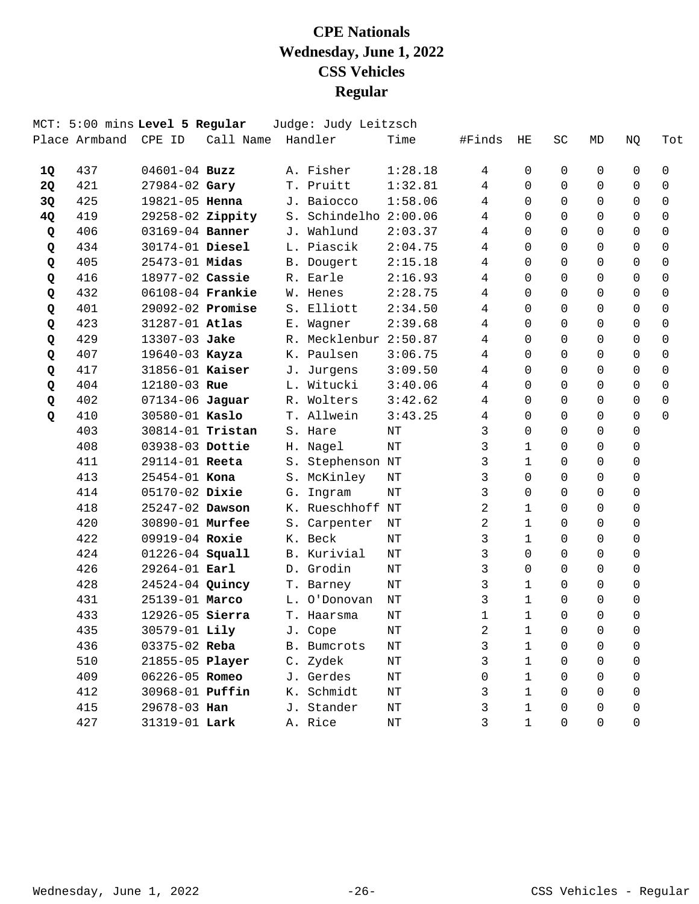# CPE Nationals
# Wednesday, June 1, 2022
# CSS Vehicles
# Regular

MCT: 5:00 mins **Level 5 Regular** Judge: Judy Leitzsch

| Place | Armband | CPE ID | Call Name | Handler | Time | #Finds | HE | SC | MD | NQ | Tot |
|---|---|---|---|---|---|---|---|---|---|---|---|
| **1Q** | 437 | 04601-04 | **Buzz** | A. Fisher | 1:28.18 | 4 | 0 | 0 | 0 | 0 | 0 |
| **2Q** | 421 | 27984-02 | **Gary** | T. Pruitt | 1:32.81 | 4 | 0 | 0 | 0 | 0 | 0 |
| **3Q** | 425 | 19821-05 | **Henna** | J. Baiocco | 1:58.06 | 4 | 0 | 0 | 0 | 0 | 0 |
| **4Q** | 419 | 29258-02 | **Zippity** | S. Schindelho | 2:00.06 | 4 | 0 | 0 | 0 | 0 | 0 |
| **Q** | 406 | 03169-04 | **Banner** | J. Wahlund | 2:03.37 | 4 | 0 | 0 | 0 | 0 | 0 |
| **Q** | 434 | 30174-01 | **Diesel** | L. Piascik | 2:04.75 | 4 | 0 | 0 | 0 | 0 | 0 |
| **Q** | 405 | 25473-01 | **Midas** | B. Dougert | 2:15.18 | 4 | 0 | 0 | 0 | 0 | 0 |
| **Q** | 416 | 18977-02 | **Cassie** | R. Earle | 2:16.93 | 4 | 0 | 0 | 0 | 0 | 0 |
| **Q** | 432 | 06108-04 | **Frankie** | W. Henes | 2:28.75 | 4 | 0 | 0 | 0 | 0 | 0 |
| **Q** | 401 | 29092-02 | **Promise** | S. Elliott | 2:34.50 | 4 | 0 | 0 | 0 | 0 | 0 |
| **Q** | 423 | 31287-01 | **Atlas** | E. Wagner | 2:39.68 | 4 | 0 | 0 | 0 | 0 | 0 |
| **Q** | 429 | 13307-03 | **Jake** | R. Mecklenbur | 2:50.87 | 4 | 0 | 0 | 0 | 0 | 0 |
| **Q** | 407 | 19640-03 | **Kayza** | K. Paulsen | 3:06.75 | 4 | 0 | 0 | 0 | 0 | 0 |
| **Q** | 417 | 31856-01 | **Kaiser** | J. Jurgens | 3:09.50 | 4 | 0 | 0 | 0 | 0 | 0 |
| **Q** | 404 | 12180-03 | **Rue** | L. Witucki | 3:40.06 | 4 | 0 | 0 | 0 | 0 | 0 |
| **Q** | 402 | 07134-06 | **Jaguar** | R. Wolters | 3:42.62 | 4 | 0 | 0 | 0 | 0 | 0 |
| **Q** | 410 | 30580-01 | **Kaslo** | T. Allwein | 3:43.25 | 4 | 0 | 0 | 0 | 0 | 0 |
| | 403 | 30814-01 | **Tristan** | S. Hare | NT | 3 | 0 | 0 | 0 | 0 | |
| | 408 | 03938-03 | **Dottie** | H. Nagel | NT | 3 | 1 | 0 | 0 | 0 | |
| | 411 | 29114-01 | **Reeta** | S. Stephenson | NT | 3 | 1 | 0 | 0 | 0 | |
| | 413 | 25454-01 | **Kona** | S. McKinley | NT | 3 | 0 | 0 | 0 | 0 | |
| | 414 | 05170-02 | **Dixie** | G. Ingram | NT | 3 | 0 | 0 | 0 | 0 | |
| | 418 | 25247-02 | **Dawson** | K. Rueschhoff | NT | 2 | 1 | 0 | 0 | 0 | |
| | 420 | 30890-01 | **Murfee** | S. Carpenter | NT | 2 | 1 | 0 | 0 | 0 | |
| | 422 | 09919-04 | **Roxie** | K. Beck | NT | 3 | 1 | 0 | 0 | 0 | |
| | 424 | 01226-04 | **Squall** | B. Kurivial | NT | 3 | 0 | 0 | 0 | 0 | |
| | 426 | 29264-01 | **Earl** | D. Grodin | NT | 3 | 0 | 0 | 0 | 0 | |
| | 428 | 24524-04 | **Quincy** | T. Barney | NT | 3 | 1 | 0 | 0 | 0 | |
| | 431 | 25139-01 | **Marco** | L. O'Donovan | NT | 3 | 1 | 0 | 0 | 0 | |
| | 433 | 12926-05 | **Sierra** | T. Haarsma | NT | 1 | 1 | 0 | 0 | 0 | |
| | 435 | 30579-01 | **Lily** | J. Cope | NT | 2 | 1 | 0 | 0 | 0 | |
| | 436 | 03375-02 | **Reba** | B. Bumcrots | NT | 3 | 1 | 0 | 0 | 0 | |
| | 510 | 21855-05 | **Player** | C. Zydek | NT | 3 | 1 | 0 | 0 | 0 | |
| | 409 | 06226-05 | **Romeo** | J. Gerdes | NT | 0 | 1 | 0 | 0 | 0 | |
| | 412 | 30968-01 | **Puffin** | K. Schmidt | NT | 3 | 1 | 0 | 0 | 0 | |
| | 415 | 29678-03 | **Han** | J. Stander | NT | 3 | 1 | 0 | 0 | 0 | |
| | 427 | 31319-01 | **Lark** | A. Rice | NT | 3 | 1 | 0 | 0 | 0 | |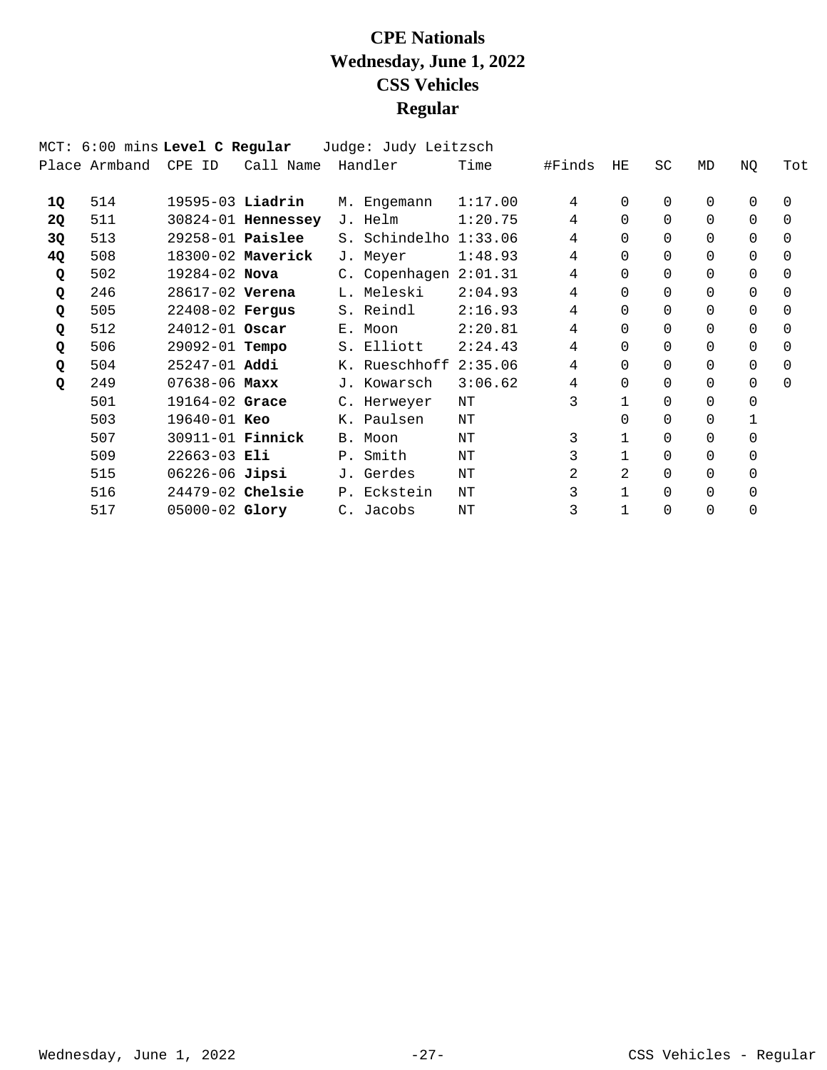# CPE Nationals
# Wednesday, June 1, 2022
# CSS Vehicles
# Regular

MCT: 6:00 mins **Level C Regular** Judge: Judy Leitzsch

| Place | Armband | CPE ID | Call Name | Handler | Time | #Finds | HE | SC | MD | NQ | Tot |
|---|---|---|---|---|---|---|---|---|---|---|---|
| **1Q** | 514 | 19595-03 | **Liadrin** | M. Engemann | 1:17.00 | 4 | 0 | 0 | 0 | 0 | 0 |
| **2Q** | 511 | 30824-01 | **Hennessey** | J. Helm | 1:20.75 | 4 | 0 | 0 | 0 | 0 | 0 |
| **3Q** | 513 | 29258-01 | **Paislee** | S. Schindelho | 1:33.06 | 4 | 0 | 0 | 0 | 0 | 0 |
| **4Q** | 508 | 18300-02 | **Maverick** | J. Meyer | 1:48.93 | 4 | 0 | 0 | 0 | 0 | 0 |
| **Q** | 502 | 19284-02 | **Nova** | C. Copenhagen | 2:01.31 | 4 | 0 | 0 | 0 | 0 | 0 |
| **Q** | 246 | 28617-02 | **Verena** | L. Meleski | 2:04.93 | 4 | 0 | 0 | 0 | 0 | 0 |
| **Q** | 505 | 22408-02 | **Fergus** | S. Reindl | 2:16.93 | 4 | 0 | 0 | 0 | 0 | 0 |
| **Q** | 512 | 24012-01 | **Oscar** | E. Moon | 2:20.81 | 4 | 0 | 0 | 0 | 0 | 0 |
| **Q** | 506 | 29092-01 | **Tempo** | S. Elliott | 2:24.43 | 4 | 0 | 0 | 0 | 0 | 0 |
| **Q** | 504 | 25247-01 | **Addi** | K. Rueschhoff | 2:35.06 | 4 | 0 | 0 | 0 | 0 | 0 |
| **Q** | 249 | 07638-06 | **Maxx** | J. Kowarsch | 3:06.62 | 4 | 0 | 0 | 0 | 0 | 0 |
| | 501 | 19164-02 | **Grace** | C. Herweyer | NT | 3 | 1 | 0 | 0 | 0 | |
| | 503 | 19640-01 | **Keo** | K. Paulsen | NT | | 0 | 0 | 0 | 1 | |
| | 507 | 30911-01 | **Finnick** | B. Moon | NT | 3 | 1 | 0 | 0 | 0 | |
| | 509 | 22663-03 | **Eli** | P. Smith | NT | 3 | 1 | 0 | 0 | 0 | |
| | 515 | 06226-06 | **Jipsi** | J. Gerdes | NT | 2 | 2 | 0 | 0 | 0 | |
| | 516 | 24479-02 | **Chelsie** | P. Eckstein | NT | 3 | 1 | 0 | 0 | 0 | |
| | 517 | 05000-02 | **Glory** | C. Jacobs | NT | 3 | 1 | 0 | 0 | 0 | |